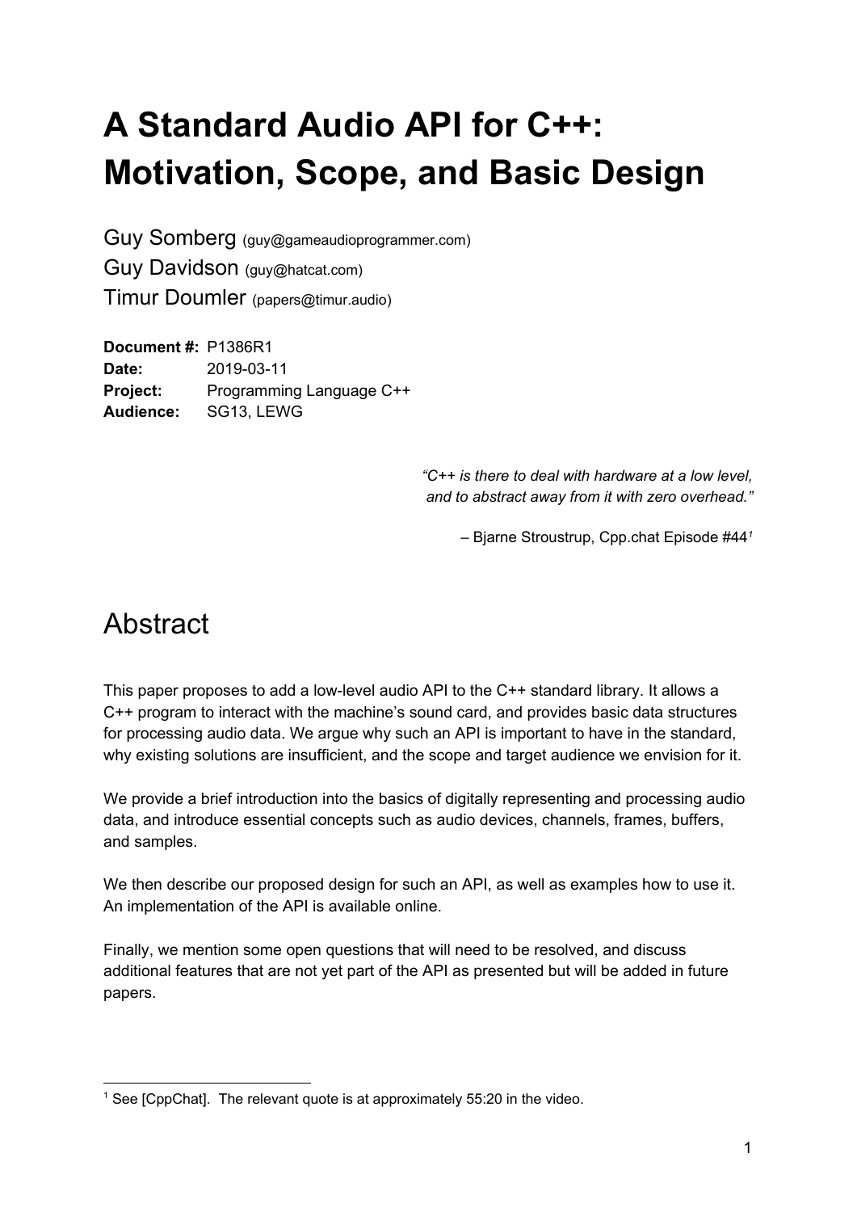# A Standard Audio API for C++: Motivation, Scope, and Basic Design

Guy Somberg (guy@gameaudioprogrammer.com)
Guy Davidson (guy@hatcat.com)
Timur Doumler (papers@timur.audio)

**Document #:** P1386R1
**Date:** 2019-03-11
**Project:** Programming Language C++
**Audience:** SG13, LEWG

*"C++ is there to deal with hardware at a low level, and to abstract away from it with zero overhead."*

– Bjarne Stroustrup, Cpp.chat Episode #44[1]

## Abstract

This paper proposes to add a low-level audio API to the C++ standard library. It allows a C++ program to interact with the machine's sound card, and provides basic data structures for processing audio data. We argue why such an API is important to have in the standard, why existing solutions are insufficient, and the scope and target audience we envision for it.

We provide a brief introduction into the basics of digitally representing and processing audio data, and introduce essential concepts such as audio devices, channels, frames, buffers, and samples.

We then describe our proposed design for such an API, as well as examples how to use it. An implementation of the API is available online.

Finally, we mention some open questions that will need to be resolved, and discuss additional features that are not yet part of the API as presented but will be added in future papers.

---

[1] See [CppChat]. The relevant quote is at approximately 55:20 in the video.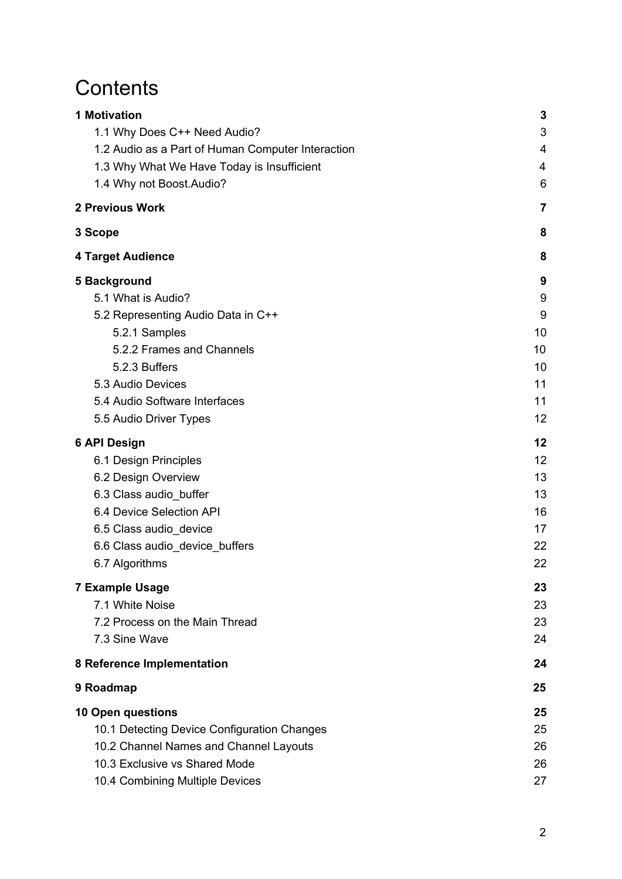# Contents

**1 Motivation** 3
- 1.1 Why Does C++ Need Audio? 3
- 1.2 Audio as a Part of Human Computer Interaction 4
- 1.3 Why What We Have Today is Insufficient 4
- 1.4 Why not Boost.Audio? 6

**2 Previous Work** 7

**3 Scope** 8

**4 Target Audience** 8

**5 Background** 9
- 5.1 What is Audio? 9
- 5.2 Representing Audio Data in C++ 9
  - 5.2.1 Samples 10
  - 5.2.2 Frames and Channels 10
  - 5.2.3 Buffers 10
- 5.3 Audio Devices 11
- 5.4 Audio Software Interfaces 11
- 5.5 Audio Driver Types 12

**6 API Design** 12
- 6.1 Design Principles 12
- 6.2 Design Overview 13
- 6.3 Class audio_buffer 13
- 6.4 Device Selection API 16
- 6.5 Class audio_device 17
- 6.6 Class audio_device_buffers 22
- 6.7 Algorithms 22

**7 Example Usage** 23
- 7.1 White Noise 23
- 7.2 Process on the Main Thread 23
- 7.3 Sine Wave 24

**8 Reference Implementation** 24

**9 Roadmap** 25

**10 Open questions** 25
- 10.1 Detecting Device Configuration Changes 25
- 10.2 Channel Names and Channel Layouts 26
- 10.3 Exclusive vs Shared Mode 26
- 10.4 Combining Multiple Devices 27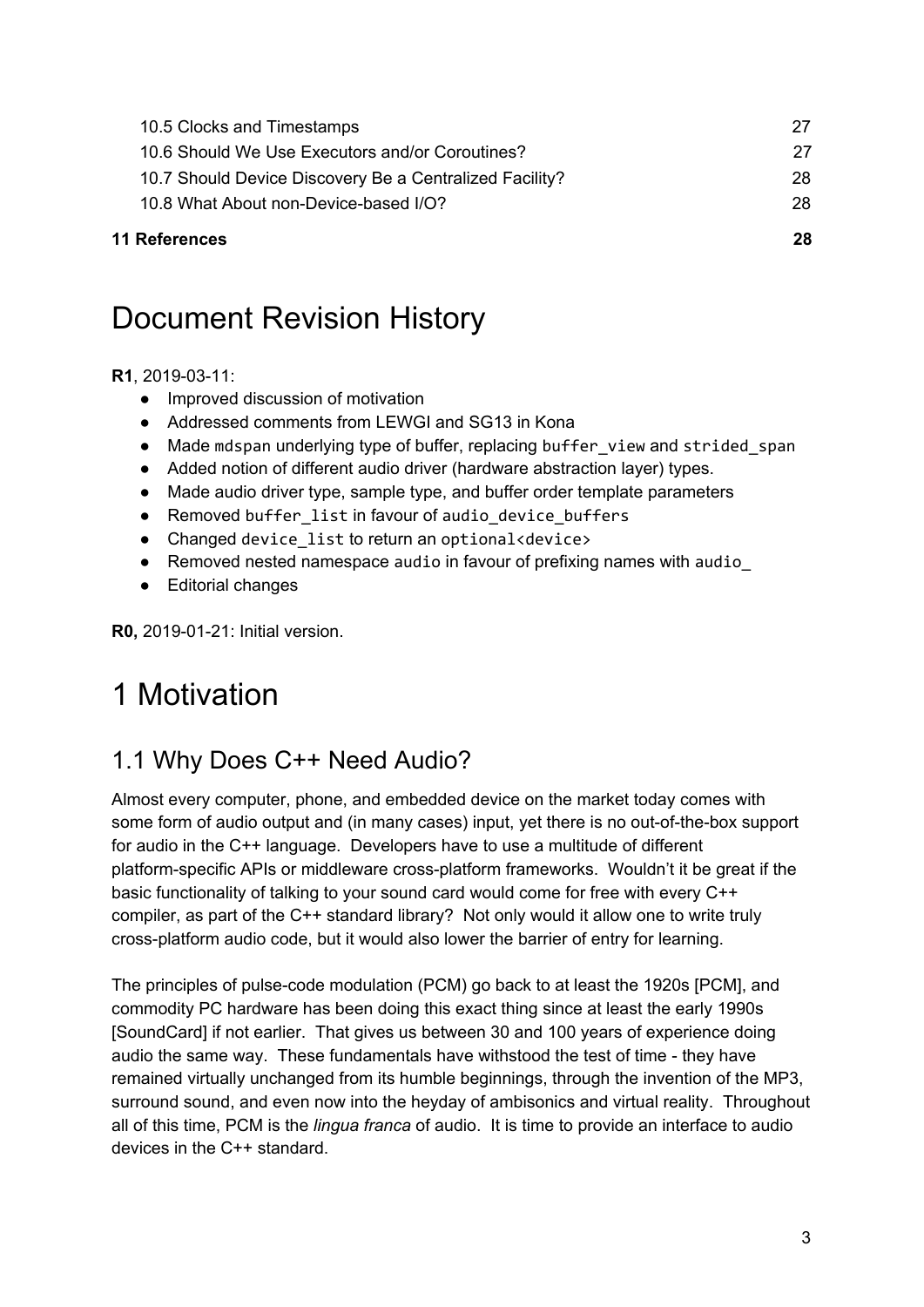10.5 Clocks and Timestamps 27
10.6 Should We Use Executors and/or Coroutines? 27
10.7 Should Device Discovery Be a Centralized Facility? 28
10.8 What About non-Device-based I/O? 28

**11 References** **28**

# Document Revision History

**R1**, 2019-03-11:

- Improved discussion of motivation
- Addressed comments from LEWGI and SG13 in Kona
- Made `mdspan` underlying type of buffer, replacing `buffer_view` and `strided_span`
- Added notion of different audio driver (hardware abstraction layer) types.
- Made audio driver type, sample type, and buffer order template parameters
- Removed `buffer_list` in favour of `audio_device_buffers`
- Changed `device_list` to return an `optional<device>`
- Removed nested namespace `audio` in favour of prefixing names with `audio_`
- Editorial changes

**R0,** 2019-01-21: Initial version.

# 1 Motivation

## 1.1 Why Does C++ Need Audio?

Almost every computer, phone, and embedded device on the market today comes with some form of audio output and (in many cases) input, yet there is no out-of-the-box support for audio in the C++ language. Developers have to use a multitude of different platform-specific APIs or middleware cross-platform frameworks. Wouldn't it be great if the basic functionality of talking to your sound card would come for free with every C++ compiler, as part of the C++ standard library? Not only would it allow one to write truly cross-platform audio code, but it would also lower the barrier of entry for learning.

The principles of pulse-code modulation (PCM) go back to at least the 1920s [PCM], and commodity PC hardware has been doing this exact thing since at least the early 1990s [SoundCard] if not earlier. That gives us between 30 and 100 years of experience doing audio the same way. These fundamentals have withstood the test of time - they have remained virtually unchanged from its humble beginnings, through the invention of the MP3, surround sound, and even now into the heyday of ambisonics and virtual reality. Throughout all of this time, PCM is the *lingua franca* of audio. It is time to provide an interface to audio devices in the C++ standard.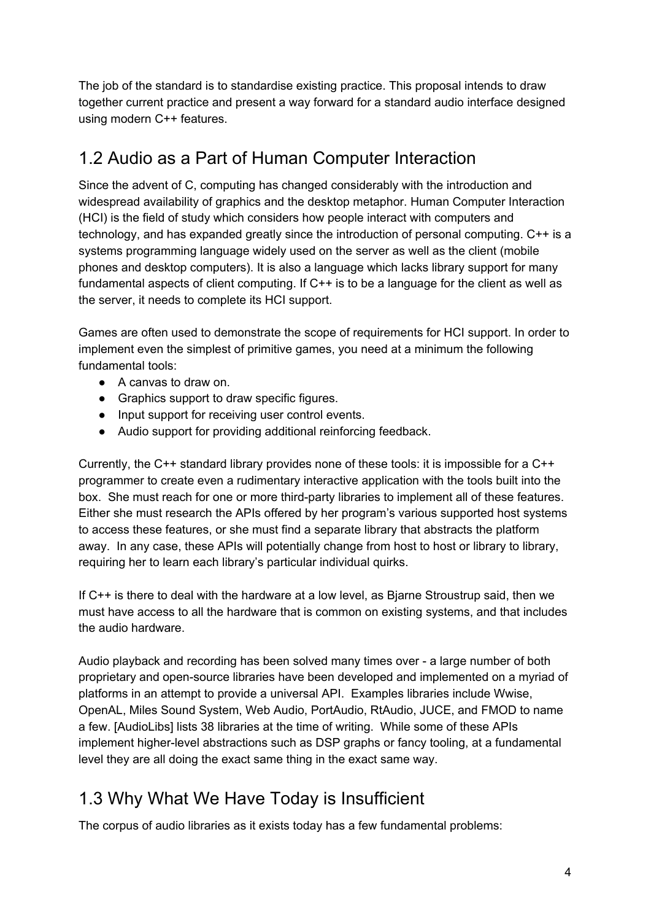The job of the standard is to standardise existing practice. This proposal intends to draw together current practice and present a way forward for a standard audio interface designed using modern C++ features.

## 1.2 Audio as a Part of Human Computer Interaction

Since the advent of C, computing has changed considerably with the introduction and widespread availability of graphics and the desktop metaphor. Human Computer Interaction (HCI) is the field of study which considers how people interact with computers and technology, and has expanded greatly since the introduction of personal computing. C++ is a systems programming language widely used on the server as well as the client (mobile phones and desktop computers). It is also a language which lacks library support for many fundamental aspects of client computing. If C++ is to be a language for the client as well as the server, it needs to complete its HCI support.

Games are often used to demonstrate the scope of requirements for HCI support. In order to implement even the simplest of primitive games, you need at a minimum the following fundamental tools:

- A canvas to draw on.
- Graphics support to draw specific figures.
- Input support for receiving user control events.
- Audio support for providing additional reinforcing feedback.

Currently, the C++ standard library provides none of these tools: it is impossible for a C++ programmer to create even a rudimentary interactive application with the tools built into the box. She must reach for one or more third-party libraries to implement all of these features. Either she must research the APIs offered by her program's various supported host systems to access these features, or she must find a separate library that abstracts the platform away. In any case, these APIs will potentially change from host to host or library to library, requiring her to learn each library's particular individual quirks.

If C++ is there to deal with the hardware at a low level, as Bjarne Stroustrup said, then we must have access to all the hardware that is common on existing systems, and that includes the audio hardware.

Audio playback and recording has been solved many times over - a large number of both proprietary and open-source libraries have been developed and implemented on a myriad of platforms in an attempt to provide a universal API. Examples libraries include Wwise, OpenAL, Miles Sound System, Web Audio, PortAudio, RtAudio, JUCE, and FMOD to name a few. [AudioLibs] lists 38 libraries at the time of writing. While some of these APIs implement higher-level abstractions such as DSP graphs or fancy tooling, at a fundamental level they are all doing the exact same thing in the exact same way.

## 1.3 Why What We Have Today is Insufficient

The corpus of audio libraries as it exists today has a few fundamental problems: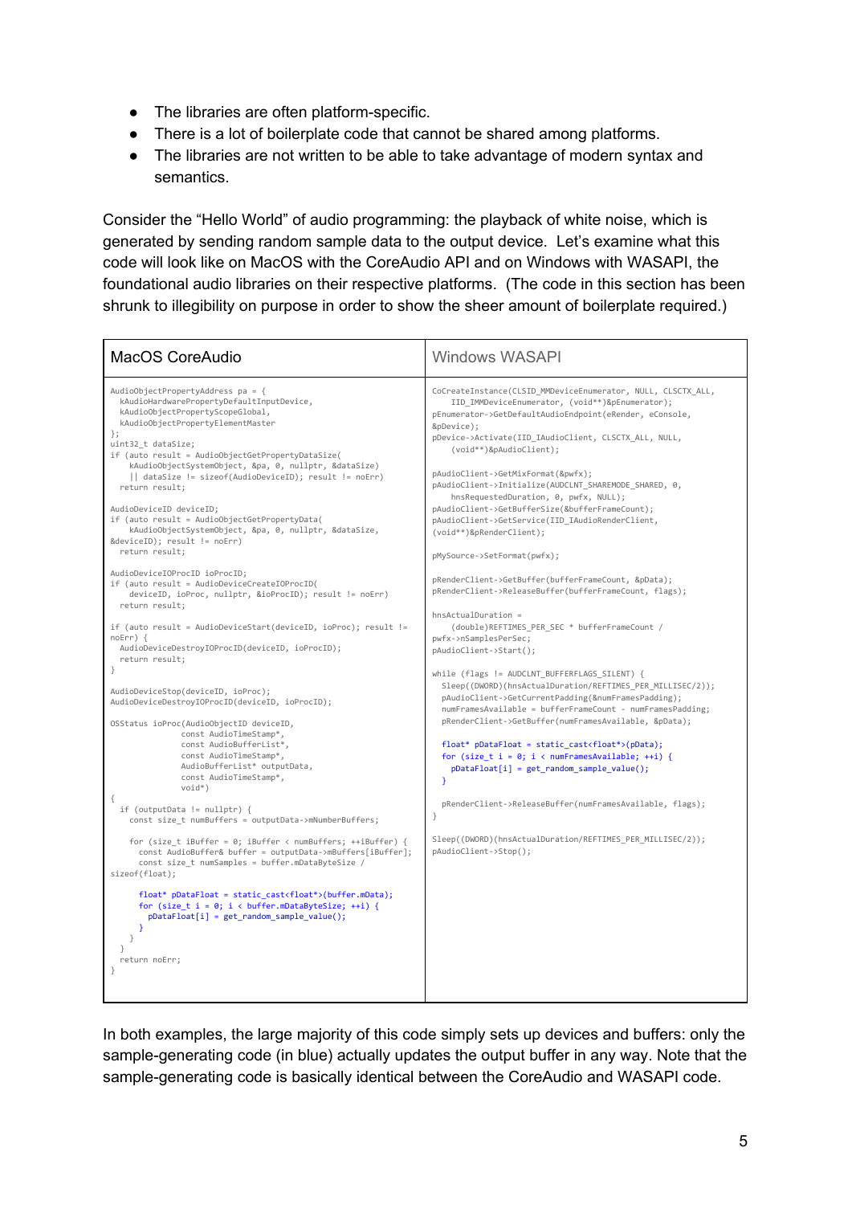- The libraries are often platform-specific.
- There is a lot of boilerplate code that cannot be shared among platforms.
- The libraries are not written to be able to take advantage of modern syntax and semantics.

Consider the "Hello World" of audio programming: the playback of white noise, which is generated by sending random sample data to the output device. Let's examine what this code will look like on MacOS with the CoreAudio API and on Windows with WASAPI, the foundational audio libraries on their respective platforms. (The code in this section has been shrunk to illegibility on purpose in order to show the sheer amount of boilerplate required.)

**MacOS CoreAudio**

```
AudioObjectPropertyAddress pa = {
  kAudioHardwarePropertyDefaultInputDevice,
  kAudioObjectPropertyScopeGlobal,
  kAudioObjectPropertyElementMaster
};
uint32_t dataSize;
if (auto result = AudioObjectGetPropertyDataSize(
    kAudioObjectSystemObject, &pa, 0, nullptr, &dataSize)
    || dataSize != sizeof(AudioDeviceID); result != noErr)
  return result;

AudioDeviceID deviceID;
if (auto result = AudioObjectGetPropertyData(
    kAudioObjectSystemObject, &pa, 0, nullptr, &dataSize,
&deviceID); result != noErr)
  return result;

AudioDeviceIOProcID ioProcID;
if (auto result = AudioDeviceCreateIOProcID(
    deviceID, ioProc, nullptr, &ioProcID); result != noErr)
  return result;

if (auto result = AudioDeviceStart(deviceID, ioProc); result !=
noErr) {
  AudioDeviceDestroyIOProcID(deviceID, ioProcID);
  return result;
}

AudioDeviceStop(deviceID, ioProc);
AudioDeviceDestroyIOProcID(deviceID, ioProcID);

OSStatus ioProc(AudioObjectID deviceID,
               const AudioTimeStamp*,
               const AudioBufferList*,
               const AudioTimeStamp*,
               AudioBufferList* outputData,
               const AudioTimeStamp*,
               void*)
{
  if (outputData != nullptr) {
    const size_t numBuffers = outputData->mNumberBuffers;

    for (size_t iBuffer = 0; iBuffer < numBuffers; ++iBuffer) {
      const AudioBuffer& buffer = outputData->mBuffers[iBuffer];
      const size_t numSamples = buffer.mDataByteSize /
sizeof(float);

      float* pDataFloat = static_cast<float*>(buffer.mData);
      for (size_t i = 0; i < buffer.mDataByteSize; ++i) {
        pDataFloat[i] = get_random_sample_value();
      }
    }
  }
  return noErr;
}
```

**Windows WASAPI**

```
CoCreateInstance(CLSID_MMDeviceEnumerator, NULL, CLSCTX_ALL,
    IID_IMMDeviceEnumerator, (void**)&pEnumerator);
pEnumerator->GetDefaultAudioEndpoint(eRender, eConsole,
&pDevice);
pDevice->Activate(IID_IAudioClient, CLSCTX_ALL, NULL,
    (void**)&pAudioClient);

pAudioClient->GetMixFormat(&pwfx);
pAudioClient->Initialize(AUDCLNT_SHAREMODE_SHARED, 0,
    hnsRequestedDuration, 0, pwfx, NULL);
pAudioClient->GetBufferSize(&bufferFrameCount);
pAudioClient->GetService(IID_IAudioRenderClient,
(void**)&pRenderClient);

pMySource->SetFormat(pwfx);

pRenderClient->GetBuffer(bufferFrameCount, &pData);
pRenderClient->ReleaseBuffer(bufferFrameCount, flags);

hnsActualDuration =
    (double)REFTIMES_PER_SEC * bufferFrameCount /
pwfx->nSamplesPerSec;
pAudioClient->Start();

while (flags != AUDCLNT_BUFFERFLAGS_SILENT) {
  Sleep((DWORD)(hnsActualDuration/REFTIMES_PER_MILLISEC/2));
  pAudioClient->GetCurrentPadding(&numFramesPadding);
  numFramesAvailable = bufferFrameCount - numFramesPadding;
  pRenderClient->GetBuffer(numFramesAvailable, &pData);

  float* pDataFloat = static_cast<float*>(pData);
  for (size_t i = 0; i < numFramesAvailable; ++i) {
    pDataFloat[i] = get_random_sample_value();
  }

  pRenderClient->ReleaseBuffer(numFramesAvailable, flags);
}

Sleep((DWORD)(hnsActualDuration/REFTIMES_PER_MILLISEC/2));
pAudioClient->Stop();
```

In both examples, the large majority of this code simply sets up devices and buffers: only the sample-generating code (in blue) actually updates the output buffer in any way. Note that the sample-generating code is basically identical between the CoreAudio and WASAPI code.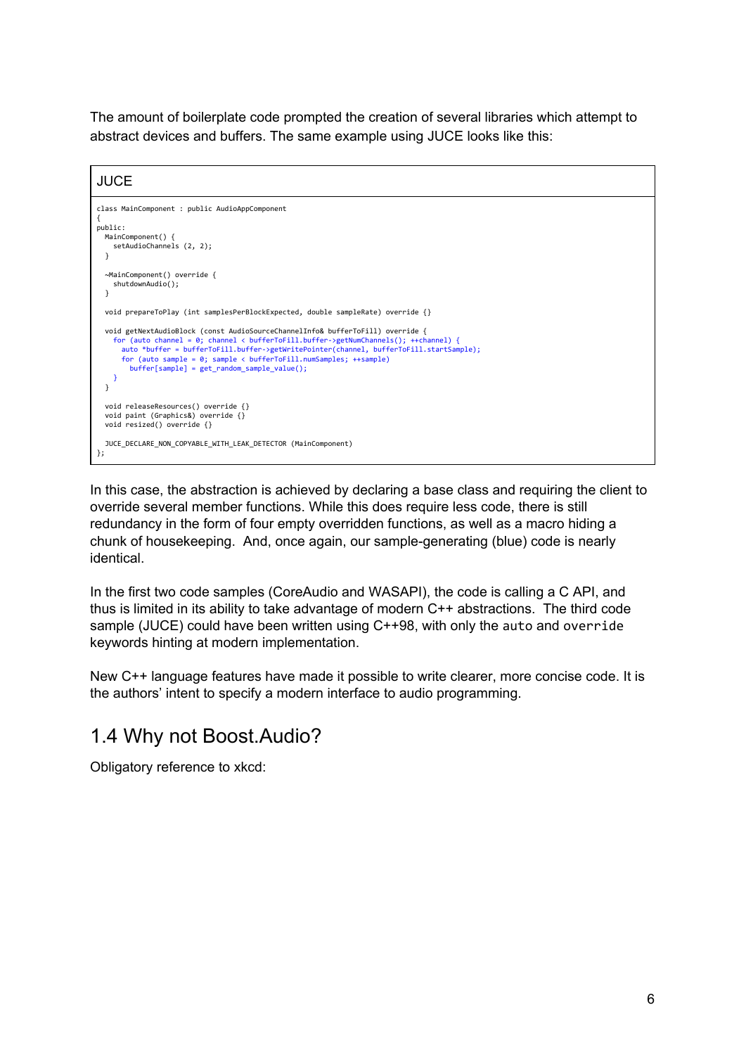The amount of boilerplate code prompted the creation of several libraries which attempt to abstract devices and buffers. The same example using JUCE looks like this:

**JUCE**

```
class MainComponent : public AudioAppComponent
{
public:
  MainComponent() {
    setAudioChannels (2, 2);
  }

  ~MainComponent() override {
    shutdownAudio();
  }

  void prepareToPlay (int samplesPerBlockExpected, double sampleRate) override {}

  void getNextAudioBlock (const AudioSourceChannelInfo& bufferToFill) override {
    for (auto channel = 0; channel < bufferToFill.buffer->getNumChannels(); ++channel) {
      auto *buffer = bufferToFill.buffer->getWritePointer(channel, bufferToFill.startSample);
      for (auto sample = 0; sample < bufferToFill.numSamples; ++sample)
        buffer[sample] = get_random_sample_value();
    }
  }

  void releaseResources() override {}
  void paint (Graphics&) override {}
  void resized() override {}

  JUCE_DECLARE_NON_COPYABLE_WITH_LEAK_DETECTOR (MainComponent)
};
```

In this case, the abstraction is achieved by declaring a base class and requiring the client to override several member functions. While this does require less code, there is still redundancy in the form of four empty overridden functions, as well as a macro hiding a chunk of housekeeping. And, once again, our sample-generating (blue) code is nearly identical.

In the first two code samples (CoreAudio and WASAPI), the code is calling a C API, and thus is limited in its ability to take advantage of modern C++ abstractions. The third code sample (JUCE) could have been written using C++98, with only the `auto` and `override` keywords hinting at modern implementation.

New C++ language features have made it possible to write clearer, more concise code. It is the authors' intent to specify a modern interface to audio programming.

## 1.4 Why not Boost.Audio?

Obligatory reference to xkcd: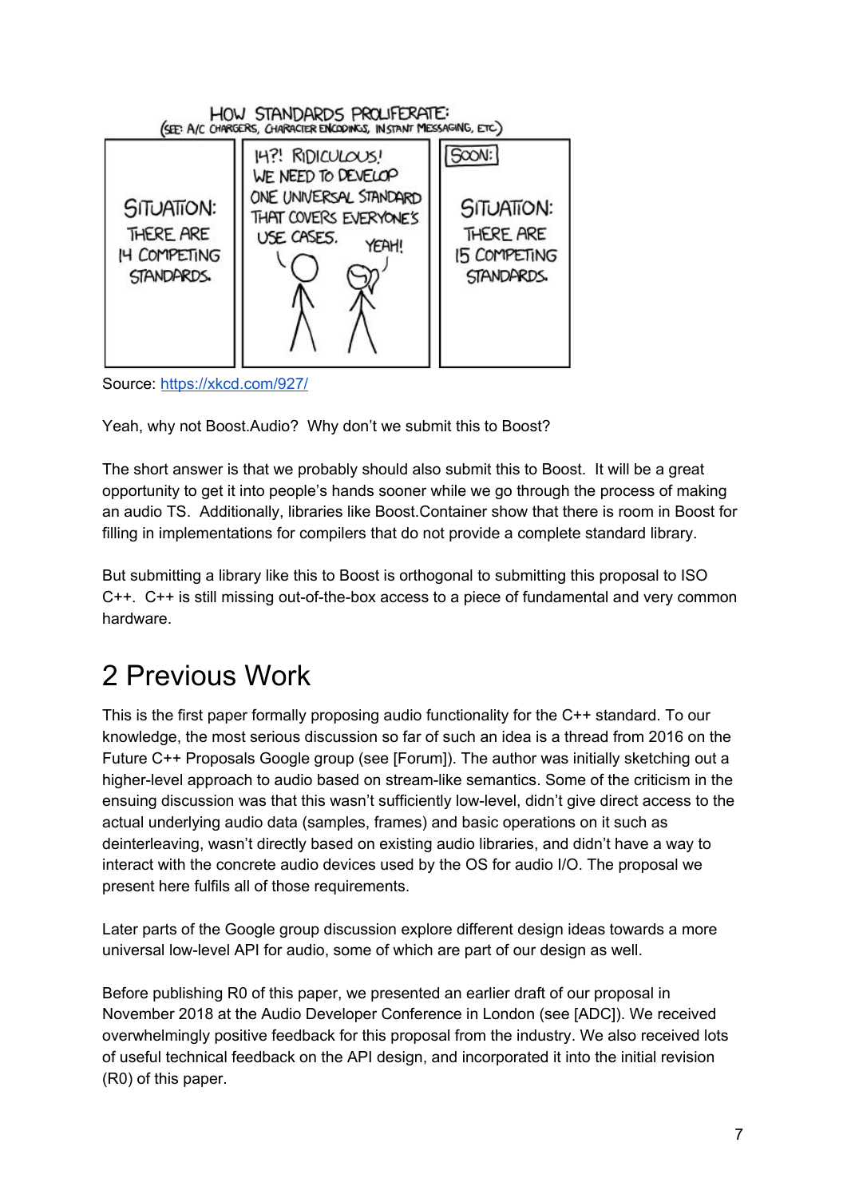Source: https://xkcd.com/927/

Yeah, why not Boost.Audio? Why don't we submit this to Boost?

The short answer is that we probably should also submit this to Boost. It will be a great opportunity to get it into people's hands sooner while we go through the process of making an audio TS. Additionally, libraries like Boost.Container show that there is room in Boost for filling in implementations for compilers that do not provide a complete standard library.

But submitting a library like this to Boost is orthogonal to submitting this proposal to ISO C++. C++ is still missing out-of-the-box access to a piece of fundamental and very common hardware.

# 2 Previous Work

This is the first paper formally proposing audio functionality for the C++ standard. To our knowledge, the most serious discussion so far of such an idea is a thread from 2016 on the Future C++ Proposals Google group (see [Forum]). The author was initially sketching out a higher-level approach to audio based on stream-like semantics. Some of the criticism in the ensuing discussion was that this wasn't sufficiently low-level, didn't give direct access to the actual underlying audio data (samples, frames) and basic operations on it such as deinterleaving, wasn't directly based on existing audio libraries, and didn't have a way to interact with the concrete audio devices used by the OS for audio I/O. The proposal we present here fulfils all of those requirements.

Later parts of the Google group discussion explore different design ideas towards a more universal low-level API for audio, some of which are part of our design as well.

Before publishing R0 of this paper, we presented an earlier draft of our proposal in November 2018 at the Audio Developer Conference in London (see [ADC]). We received overwhelmingly positive feedback for this proposal from the industry. We also received lots of useful technical feedback on the API design, and incorporated it into the initial revision (R0) of this paper.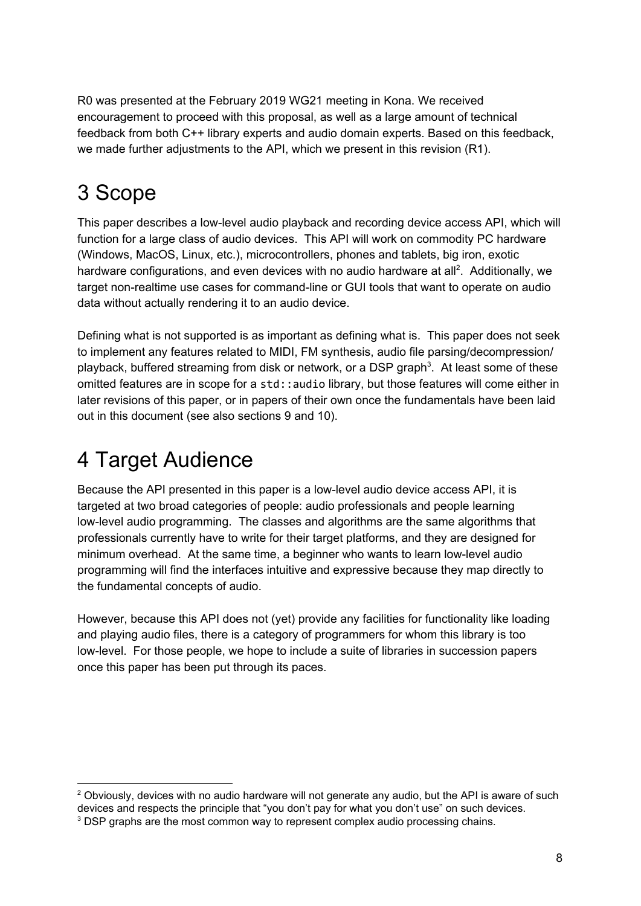R0 was presented at the February 2019 WG21 meeting in Kona. We received encouragement to proceed with this proposal, as well as a large amount of technical feedback from both C++ library experts and audio domain experts. Based on this feedback, we made further adjustments to the API, which we present in this revision (R1).

# 3 Scope

This paper describes a low-level audio playback and recording device access API, which will function for a large class of audio devices. This API will work on commodity PC hardware (Windows, MacOS, Linux, etc.), microcontrollers, phones and tablets, big iron, exotic hardware configurations, and even devices with no audio hardware at all[2]. Additionally, we target non-realtime use cases for command-line or GUI tools that want to operate on audio data without actually rendering it to an audio device.

Defining what is not supported is as important as defining what is. This paper does not seek to implement any features related to MIDI, FM synthesis, audio file parsing/decompression/ playback, buffered streaming from disk or network, or a DSP graph[3]. At least some of these omitted features are in scope for a `std::audio` library, but those features will come either in later revisions of this paper, or in papers of their own once the fundamentals have been laid out in this document (see also sections 9 and 10).

# 4 Target Audience

Because the API presented in this paper is a low-level audio device access API, it is targeted at two broad categories of people: audio professionals and people learning low-level audio programming. The classes and algorithms are the same algorithms that professionals currently have to write for their target platforms, and they are designed for minimum overhead. At the same time, a beginner who wants to learn low-level audio programming will find the interfaces intuitive and expressive because they map directly to the fundamental concepts of audio.

However, because this API does not (yet) provide any facilities for functionality like loading and playing audio files, there is a category of programmers for whom this library is too low-level. For those people, we hope to include a suite of libraries in succession papers once this paper has been put through its paces.

---

[2] Obviously, devices with no audio hardware will not generate any audio, but the API is aware of such devices and respects the principle that "you don't pay for what you don't use" on such devices.

[3] DSP graphs are the most common way to represent complex audio processing chains.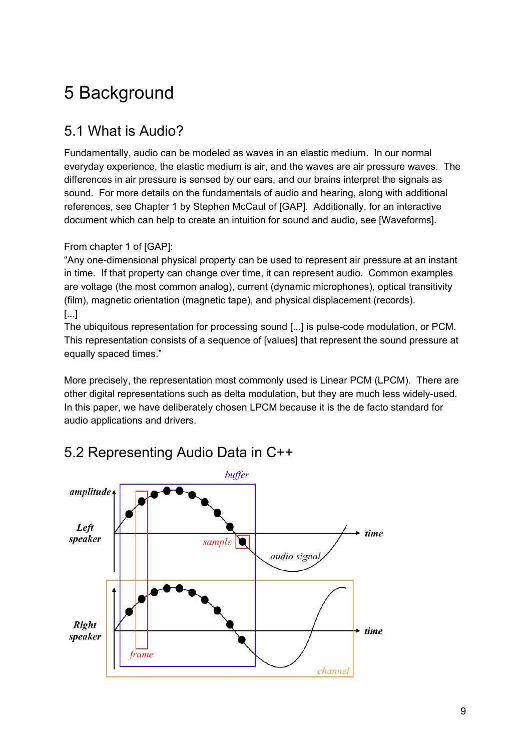# 5 Background

## 5.1 What is Audio?

Fundamentally, audio can be modeled as waves in an elastic medium. In our normal everyday experience, the elastic medium is air, and the waves are air pressure waves. The differences in air pressure is sensed by our ears, and our brains interpret the signals as sound. For more details on the fundamentals of audio and hearing, along with additional references, see Chapter 1 by Stephen McCaul of [GAP]. Additionally, for an interactive document which can help to create an intuition for sound and audio, see [Waveforms].

From chapter 1 of [GAP]:
"Any one-dimensional physical property can be used to represent air pressure at an instant in time. If that property can change over time, it can represent audio. Common examples are voltage (the most common analog), current (dynamic microphones), optical transitivity (film), magnetic orientation (magnetic tape), and physical displacement (records).
[...]
The ubiquitous representation for processing sound [...] is pulse-code modulation, or PCM. This representation consists of a sequence of [values] that represent the sound pressure at equally spaced times."

More precisely, the representation most commonly used is Linear PCM (LPCM). There are other digital representations such as delta modulation, but they are much less widely-used. In this paper, we have deliberately chosen LPCM because it is the de facto standard for audio applications and drivers.

## 5.2 Representing Audio Data in C++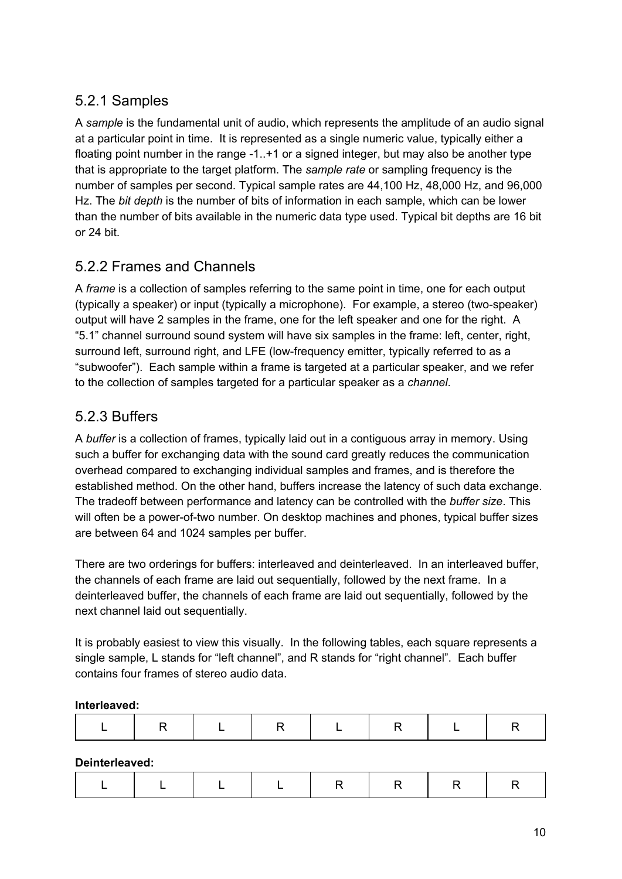### 5.2.1 Samples

A *sample* is the fundamental unit of audio, which represents the amplitude of an audio signal at a particular point in time. It is represented as a single numeric value, typically either a floating point number in the range -1..+1 or a signed integer, but may also be another type that is appropriate to the target platform. The *sample rate* or sampling frequency is the number of samples per second. Typical sample rates are 44,100 Hz, 48,000 Hz, and 96,000 Hz. The *bit depth* is the number of bits of information in each sample, which can be lower than the number of bits available in the numeric data type used. Typical bit depths are 16 bit or 24 bit.

### 5.2.2 Frames and Channels

A *frame* is a collection of samples referring to the same point in time, one for each output (typically a speaker) or input (typically a microphone). For example, a stereo (two-speaker) output will have 2 samples in the frame, one for the left speaker and one for the right. A "5.1" channel surround sound system will have six samples in the frame: left, center, right, surround left, surround right, and LFE (low-frequency emitter, typically referred to as a "subwoofer"). Each sample within a frame is targeted at a particular speaker, and we refer to the collection of samples targeted for a particular speaker as a *channel*.

### 5.2.3 Buffers

A *buffer* is a collection of frames, typically laid out in a contiguous array in memory. Using such a buffer for exchanging data with the sound card greatly reduces the communication overhead compared to exchanging individual samples and frames, and is therefore the established method. On the other hand, buffers increase the latency of such data exchange. The tradeoff between performance and latency can be controlled with the *buffer size*. This will often be a power-of-two number. On desktop machines and phones, typical buffer sizes are between 64 and 1024 samples per buffer.

There are two orderings for buffers: interleaved and deinterleaved. In an interleaved buffer, the channels of each frame are laid out sequentially, followed by the next frame. In a deinterleaved buffer, the channels of each frame are laid out sequentially, followed by the next channel laid out sequentially.

It is probably easiest to view this visually. In the following tables, each square represents a single sample, L stands for "left channel", and R stands for "right channel". Each buffer contains four frames of stereo audio data.

**Interleaved:**

| L | R | L | R | L | R | L | R |
|---|---|---|---|---|---|---|---|

**Deinterleaved:**

| L | L | L | L | R | R | R | R |
|---|---|---|---|---|---|---|---|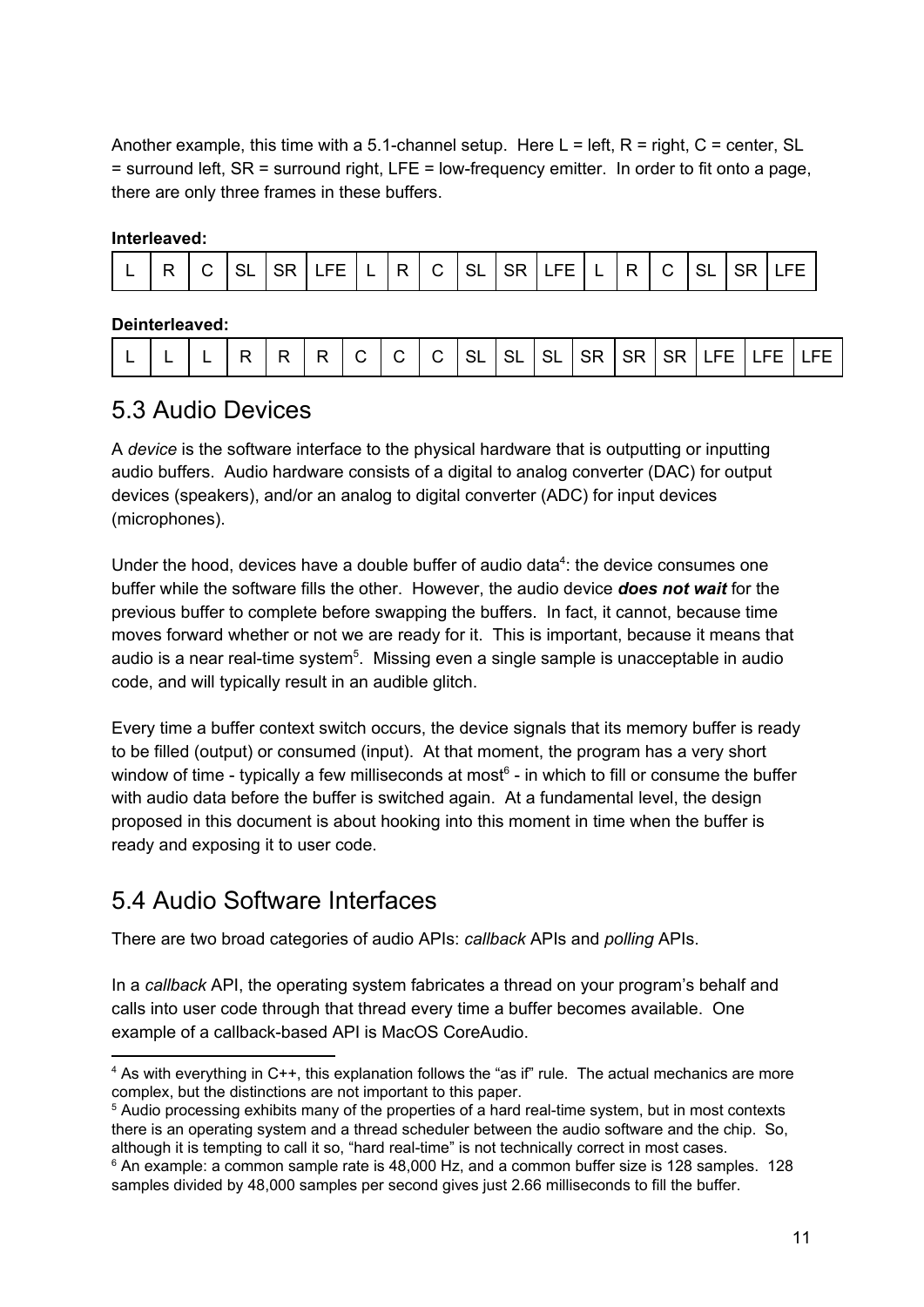Another example, this time with a 5.1-channel setup. Here L = left, R = right, C = center, SL = surround left, SR = surround right, LFE = low-frequency emitter. In order to fit onto a page, there are only three frames in these buffers.

**Interleaved:**

| L | R | C | SL | SR | LFE | L | R | C | SL | SR | LFE | L | R | C | SL | SR | LFE |
|---|---|---|---|---|---|---|---|---|---|---|---|---|---|---|---|---|---|

**Deinterleaved:**

| L | L | L | R | R | R | C | C | C | SL | SL | SL | SR | SR | SR | LFE | LFE | LFE |
|---|---|---|---|---|---|---|---|---|---|---|---|---|---|---|---|---|---|

## 5.3 Audio Devices

A *device* is the software interface to the physical hardware that is outputting or inputting audio buffers. Audio hardware consists of a digital to analog converter (DAC) for output devices (speakers), and/or an analog to digital converter (ADC) for input devices (microphones).

Under the hood, devices have a double buffer of audio data[4]: the device consumes one buffer while the software fills the other. However, the audio device ***does not wait*** for the previous buffer to complete before swapping the buffers. In fact, it cannot, because time moves forward whether or not we are ready for it. This is important, because it means that audio is a near real-time system[5]. Missing even a single sample is unacceptable in audio code, and will typically result in an audible glitch.

Every time a buffer context switch occurs, the device signals that its memory buffer is ready to be filled (output) or consumed (input). At that moment, the program has a very short window of time - typically a few milliseconds at most[6] - in which to fill or consume the buffer with audio data before the buffer is switched again. At a fundamental level, the design proposed in this document is about hooking into this moment in time when the buffer is ready and exposing it to user code.

## 5.4 Audio Software Interfaces

There are two broad categories of audio APIs: *callback* APIs and *polling* APIs.

In a *callback* API, the operating system fabricates a thread on your program's behalf and calls into user code through that thread every time a buffer becomes available. One example of a callback-based API is MacOS CoreAudio.

---

[4] As with everything in C++, this explanation follows the "as if" rule. The actual mechanics are more complex, but the distinctions are not important to this paper.

[5] Audio processing exhibits many of the properties of a hard real-time system, but in most contexts there is an operating system and a thread scheduler between the audio software and the chip. So, although it is tempting to call it so, "hard real-time" is not technically correct in most cases.

[6] An example: a common sample rate is 48,000 Hz, and a common buffer size is 128 samples. 128 samples divided by 48,000 samples per second gives just 2.66 milliseconds to fill the buffer.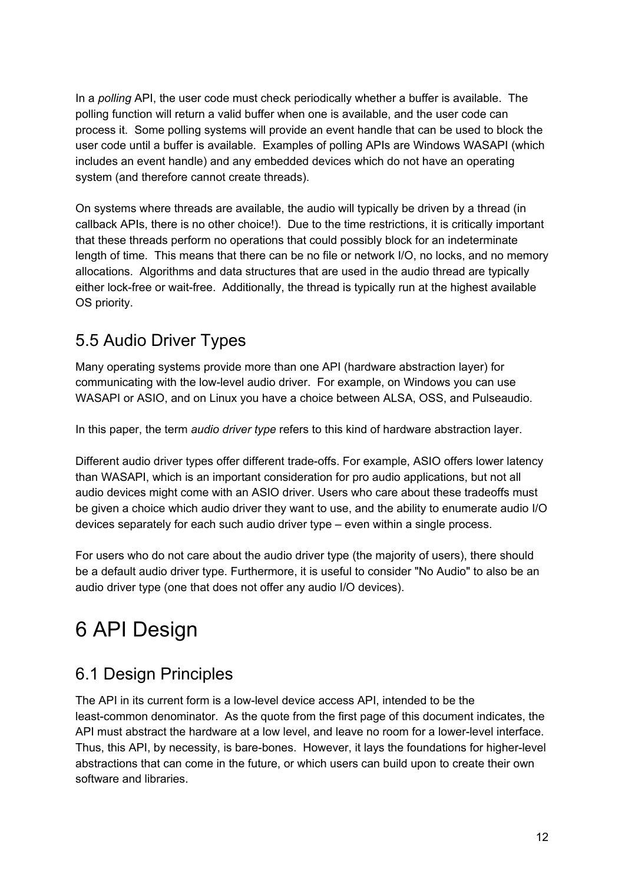In a *polling* API, the user code must check periodically whether a buffer is available. The polling function will return a valid buffer when one is available, and the user code can process it. Some polling systems will provide an event handle that can be used to block the user code until a buffer is available. Examples of polling APIs are Windows WASAPI (which includes an event handle) and any embedded devices which do not have an operating system (and therefore cannot create threads).

On systems where threads are available, the audio will typically be driven by a thread (in callback APIs, there is no other choice!). Due to the time restrictions, it is critically important that these threads perform no operations that could possibly block for an indeterminate length of time. This means that there can be no file or network I/O, no locks, and no memory allocations. Algorithms and data structures that are used in the audio thread are typically either lock-free or wait-free. Additionally, the thread is typically run at the highest available OS priority.

## 5.5 Audio Driver Types

Many operating systems provide more than one API (hardware abstraction layer) for communicating with the low-level audio driver. For example, on Windows you can use WASAPI or ASIO, and on Linux you have a choice between ALSA, OSS, and Pulseaudio.

In this paper, the term *audio driver type* refers to this kind of hardware abstraction layer.

Different audio driver types offer different trade-offs. For example, ASIO offers lower latency than WASAPI, which is an important consideration for pro audio applications, but not all audio devices might come with an ASIO driver. Users who care about these tradeoffs must be given a choice which audio driver they want to use, and the ability to enumerate audio I/O devices separately for each such audio driver type – even within a single process.

For users who do not care about the audio driver type (the majority of users), there should be a default audio driver type. Furthermore, it is useful to consider "No Audio" to also be an audio driver type (one that does not offer any audio I/O devices).

# 6 API Design

## 6.1 Design Principles

The API in its current form is a low-level device access API, intended to be the least-common denominator. As the quote from the first page of this document indicates, the API must abstract the hardware at a low level, and leave no room for a lower-level interface. Thus, this API, by necessity, is bare-bones. However, it lays the foundations for higher-level abstractions that can come in the future, or which users can build upon to create their own software and libraries.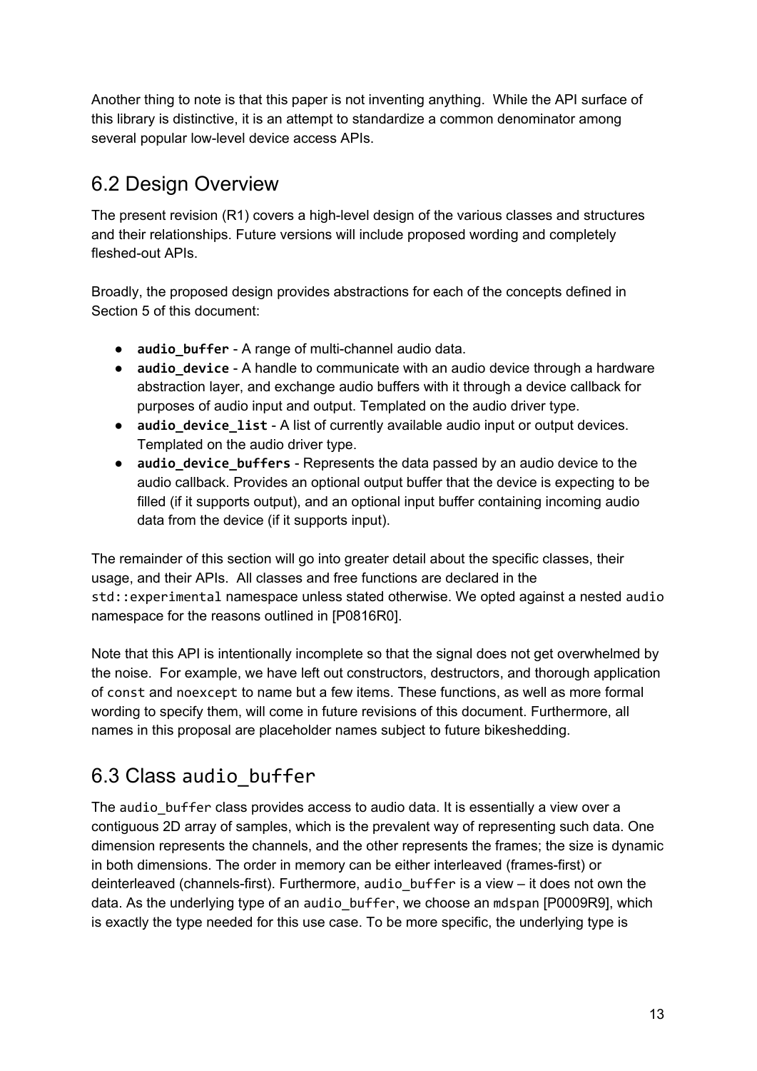Another thing to note is that this paper is not inventing anything. While the API surface of this library is distinctive, it is an attempt to standardize a common denominator among several popular low-level device access APIs.

## 6.2 Design Overview

The present revision (R1) covers a high-level design of the various classes and structures and their relationships. Future versions will include proposed wording and completely fleshed-out APIs.

Broadly, the proposed design provides abstractions for each of the concepts defined in Section 5 of this document:

- **`audio_buffer`** - A range of multi-channel audio data.
- **`audio_device`** - A handle to communicate with an audio device through a hardware abstraction layer, and exchange audio buffers with it through a device callback for purposes of audio input and output. Templated on the audio driver type.
- **`audio_device_list`** - A list of currently available audio input or output devices. Templated on the audio driver type.
- **`audio_device_buffers`** - Represents the data passed by an audio device to the audio callback. Provides an optional output buffer that the device is expecting to be filled (if it supports output), and an optional input buffer containing incoming audio data from the device (if it supports input).

The remainder of this section will go into greater detail about the specific classes, their usage, and their APIs. All classes and free functions are declared in the `std::experimental` namespace unless stated otherwise. We opted against a nested `audio` namespace for the reasons outlined in [P0816R0].

Note that this API is intentionally incomplete so that the signal does not get overwhelmed by the noise. For example, we have left out constructors, destructors, and thorough application of `const` and `noexcept` to name but a few items. These functions, as well as more formal wording to specify them, will come in future revisions of this document. Furthermore, all names in this proposal are placeholder names subject to future bikeshedding.

## 6.3 Class `audio_buffer`

The `audio_buffer` class provides access to audio data. It is essentially a view over a contiguous 2D array of samples, which is the prevalent way of representing such data. One dimension represents the channels, and the other represents the frames; the size is dynamic in both dimensions. The order in memory can be either interleaved (frames-first) or deinterleaved (channels-first). Furthermore, `audio_buffer` is a view – it does not own the data. As the underlying type of an `audio_buffer`, we choose an `mdspan` [P0009R9], which is exactly the type needed for this use case. To be more specific, the underlying type is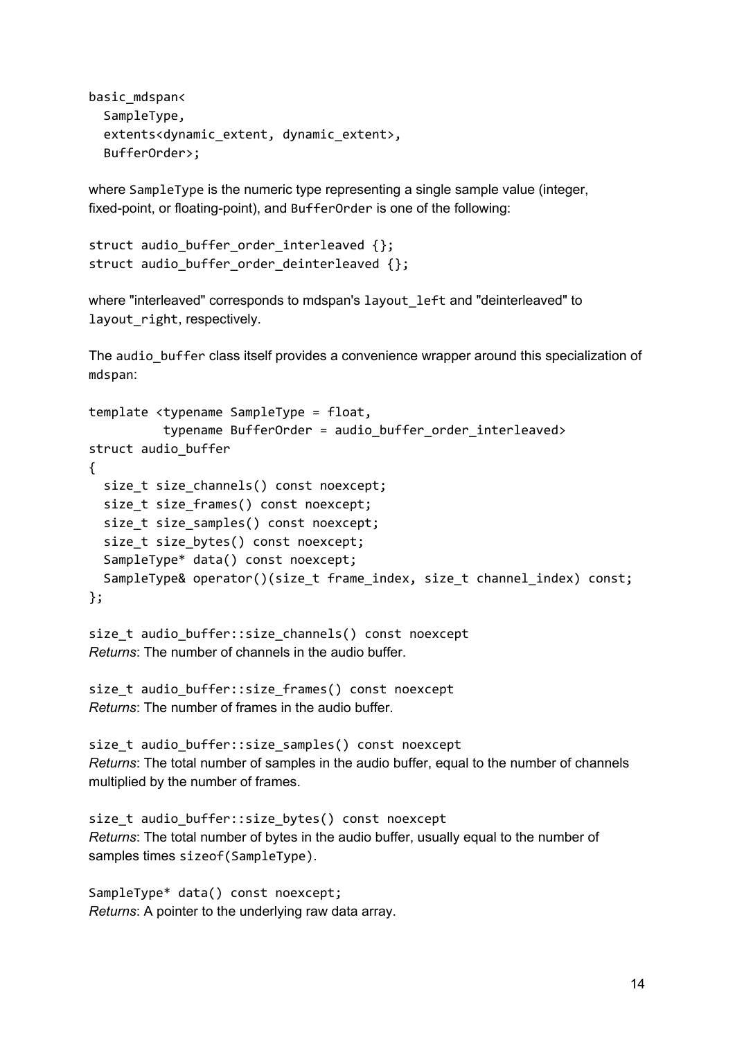```
basic_mdspan<
  SampleType,
  extents<dynamic_extent, dynamic_extent>,
  BufferOrder>;
```

where `SampleType` is the numeric type representing a single sample value (integer, fixed-point, or floating-point), and `BufferOrder` is one of the following:

```
struct audio_buffer_order_interleaved {};
struct audio_buffer_order_deinterleaved {};
```

where "interleaved" corresponds to mdspan's `layout_left` and "deinterleaved" to `layout_right`, respectively.

The `audio_buffer` class itself provides a convenience wrapper around this specialization of `mdspan`:

```
template <typename SampleType = float,
          typename BufferOrder = audio_buffer_order_interleaved>
struct audio_buffer
{
  size_t size_channels() const noexcept;
  size_t size_frames() const noexcept;
  size_t size_samples() const noexcept;
  size_t size_bytes() const noexcept;
  SampleType* data() const noexcept;
  SampleType& operator()(size_t frame_index, size_t channel_index) const;
};
```

`size_t audio_buffer::size_channels() const noexcept`
*Returns*: The number of channels in the audio buffer.

`size_t audio_buffer::size_frames() const noexcept`
*Returns*: The number of frames in the audio buffer.

`size_t audio_buffer::size_samples() const noexcept`
*Returns*: The total number of samples in the audio buffer, equal to the number of channels multiplied by the number of frames.

`size_t audio_buffer::size_bytes() const noexcept`
*Returns*: The total number of bytes in the audio buffer, usually equal to the number of samples times `sizeof(SampleType)`.

`SampleType* data() const noexcept;`
*Returns*: A pointer to the underlying raw data array.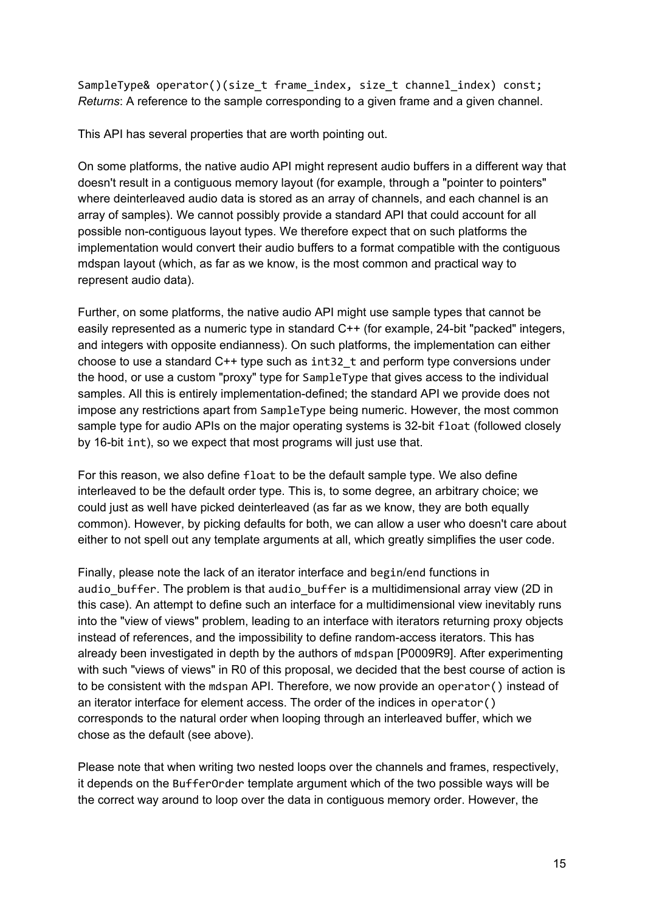`SampleType& operator()(size_t frame_index, size_t channel_index) const;`
*Returns*: A reference to the sample corresponding to a given frame and a given channel.

This API has several properties that are worth pointing out.

On some platforms, the native audio API might represent audio buffers in a different way that doesn't result in a contiguous memory layout (for example, through a "pointer to pointers" where deinterleaved audio data is stored as an array of channels, and each channel is an array of samples). We cannot possibly provide a standard API that could account for all possible non-contiguous layout types. We therefore expect that on such platforms the implementation would convert their audio buffers to a format compatible with the contiguous mdspan layout (which, as far as we know, is the most common and practical way to represent audio data).

Further, on some platforms, the native audio API might use sample types that cannot be easily represented as a numeric type in standard C++ (for example, 24-bit "packed" integers, and integers with opposite endianness). On such platforms, the implementation can either choose to use a standard C++ type such as `int32_t` and perform type conversions under the hood, or use a custom "proxy" type for `SampleType` that gives access to the individual samples. All this is entirely implementation-defined; the standard API we provide does not impose any restrictions apart from `SampleType` being numeric. However, the most common sample type for audio APIs on the major operating systems is 32-bit `float` (followed closely by 16-bit `int`), so we expect that most programs will just use that.

For this reason, we also define `float` to be the default sample type. We also define interleaved to be the default order type. This is, to some degree, an arbitrary choice; we could just as well have picked deinterleaved (as far as we know, they are both equally common). However, by picking defaults for both, we can allow a user who doesn't care about either to not spell out any template arguments at all, which greatly simplifies the user code.

Finally, please note the lack of an iterator interface and `begin`/`end` functions in `audio_buffer`. The problem is that `audio_buffer` is a multidimensional array view (2D in this case). An attempt to define such an interface for a multidimensional view inevitably runs into the "view of views" problem, leading to an interface with iterators returning proxy objects instead of references, and the impossibility to define random-access iterators. This has already been investigated in depth by the authors of `mdspan` [P0009R9]. After experimenting with such "views of views" in R0 of this proposal, we decided that the best course of action is to be consistent with the `mdspan` API. Therefore, we now provide an `operator()` instead of an iterator interface for element access. The order of the indices in `operator()` corresponds to the natural order when looping through an interleaved buffer, which we chose as the default (see above).

Please note that when writing two nested loops over the channels and frames, respectively, it depends on the `BufferOrder` template argument which of the two possible ways will be the correct way around to loop over the data in contiguous memory order. However, the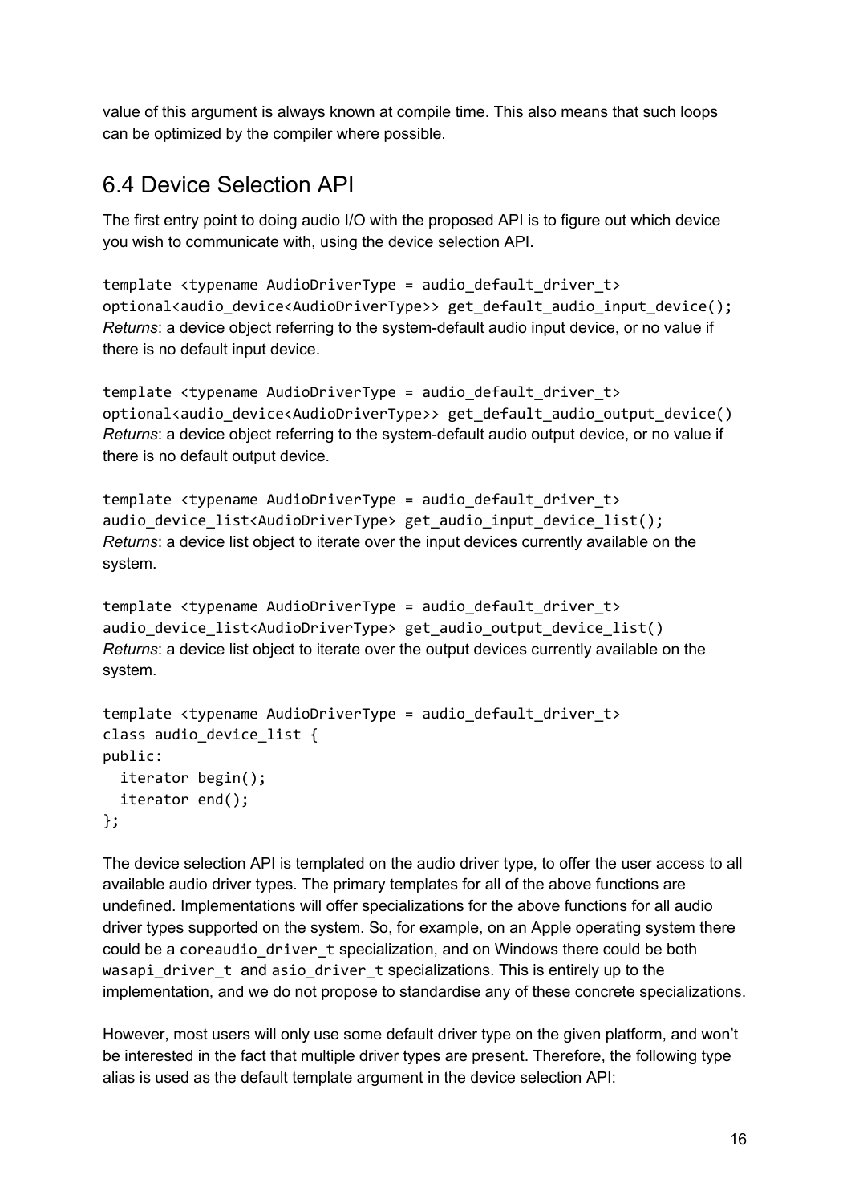value of this argument is always known at compile time. This also means that such loops can be optimized by the compiler where possible.

## 6.4 Device Selection API

The first entry point to doing audio I/O with the proposed API is to figure out which device you wish to communicate with, using the device selection API.

```
template <typename AudioDriverType = audio_default_driver_t>
optional<audio_device<AudioDriverType>> get_default_audio_input_device();
```

*Returns*: a device object referring to the system-default audio input device, or no value if there is no default input device.

```
template <typename AudioDriverType = audio_default_driver_t>
optional<audio_device<AudioDriverType>> get_default_audio_output_device()
```

*Returns*: a device object referring to the system-default audio output device, or no value if there is no default output device.

```
template <typename AudioDriverType = audio_default_driver_t>
audio_device_list<AudioDriverType> get_audio_input_device_list();
```

*Returns*: a device list object to iterate over the input devices currently available on the system.

```
template <typename AudioDriverType = audio_default_driver_t>
audio_device_list<AudioDriverType> get_audio_output_device_list()
```

*Returns*: a device list object to iterate over the output devices currently available on the system.

```
template <typename AudioDriverType = audio_default_driver_t>
class audio_device_list {
public:
  iterator begin();
  iterator end();
};
```

The device selection API is templated on the audio driver type, to offer the user access to all available audio driver types. The primary templates for all of the above functions are undefined. Implementations will offer specializations for the above functions for all audio driver types supported on the system. So, for example, on an Apple operating system there could be a `coreaudio_driver_t` specialization, and on Windows there could be both `wasapi_driver_t` and `asio_driver_t` specializations. This is entirely up to the implementation, and we do not propose to standardise any of these concrete specializations.

However, most users will only use some default driver type on the given platform, and won't be interested in the fact that multiple driver types are present. Therefore, the following type alias is used as the default template argument in the device selection API: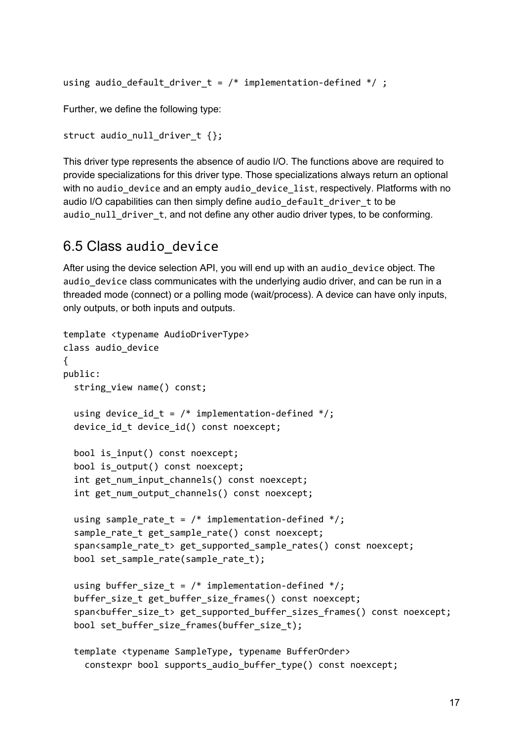```
using audio_default_driver_t = /* implementation-defined */ ;
```

Further, we define the following type:

```
struct audio_null_driver_t {};
```

This driver type represents the absence of audio I/O. The functions above are required to provide specializations for this driver type. Those specializations always return an optional with no `audio_device` and an empty `audio_device_list`, respectively. Platforms with no audio I/O capabilities can then simply define `audio_default_driver_t` to be `audio_null_driver_t`, and not define any other audio driver types, to be conforming.

## 6.5 Class `audio_device`

After using the device selection API, you will end up with an `audio_device` object. The `audio_device` class communicates with the underlying audio driver, and can be run in a threaded mode (connect) or a polling mode (wait/process). A device can have only inputs, only outputs, or both inputs and outputs.

```
template <typename AudioDriverType>
class audio_device
{
public:
  string_view name() const;

  using device_id_t = /* implementation-defined */;
  device_id_t device_id() const noexcept;

  bool is_input() const noexcept;
  bool is_output() const noexcept;
  int get_num_input_channels() const noexcept;
  int get_num_output_channels() const noexcept;

  using sample_rate_t = /* implementation-defined */;
  sample_rate_t get_sample_rate() const noexcept;
  span<sample_rate_t> get_supported_sample_rates() const noexcept;
  bool set_sample_rate(sample_rate_t);

  using buffer_size_t = /* implementation-defined */;
  buffer_size_t get_buffer_size_frames() const noexcept;
  span<buffer_size_t> get_supported_buffer_sizes_frames() const noexcept;
  bool set_buffer_size_frames(buffer_size_t);

  template <typename SampleType, typename BufferOrder>
    constexpr bool supports_audio_buffer_type() const noexcept;
```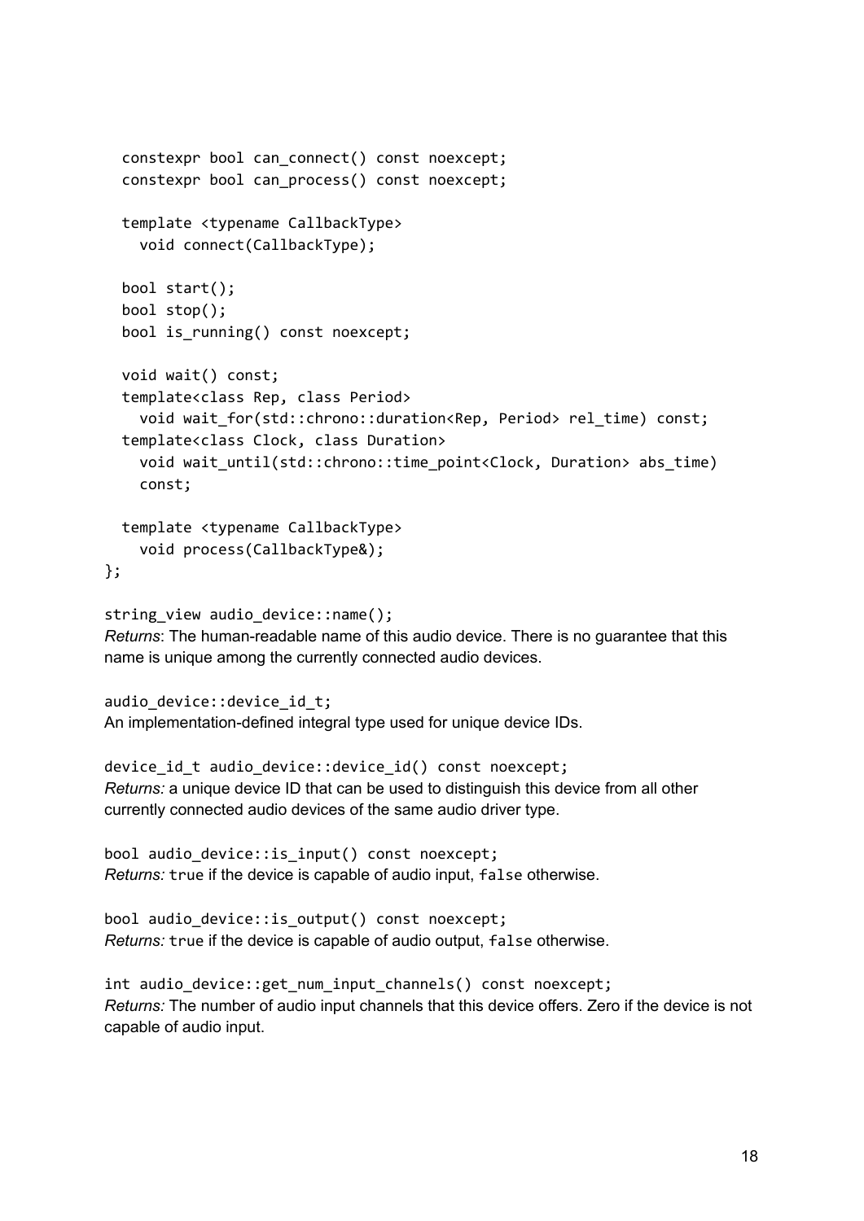```
  constexpr bool can_connect() const noexcept;
  constexpr bool can_process() const noexcept;

  template <typename CallbackType>
    void connect(CallbackType);

  bool start();
  bool stop();
  bool is_running() const noexcept;

  void wait() const;
  template<class Rep, class Period>
    void wait_for(std::chrono::duration<Rep, Period> rel_time) const;
  template<class Clock, class Duration>
    void wait_until(std::chrono::time_point<Clock, Duration> abs_time)
    const;

  template <typename CallbackType>
    void process(CallbackType&);
};
```

`string_view audio_device::name();`
*Returns*: The human-readable name of this audio device. There is no guarantee that this name is unique among the currently connected audio devices.

`audio_device::device_id_t;`
An implementation-defined integral type used for unique device IDs.

`device_id_t audio_device::device_id() const noexcept;`
*Returns:* a unique device ID that can be used to distinguish this device from all other currently connected audio devices of the same audio driver type.

`bool audio_device::is_input() const noexcept;`
*Returns:* `true` if the device is capable of audio input, `false` otherwise.

`bool audio_device::is_output() const noexcept;`
*Returns:* `true` if the device is capable of audio output, `false` otherwise.

`int audio_device::get_num_input_channels() const noexcept;`
*Returns:* The number of audio input channels that this device offers. Zero if the device is not capable of audio input.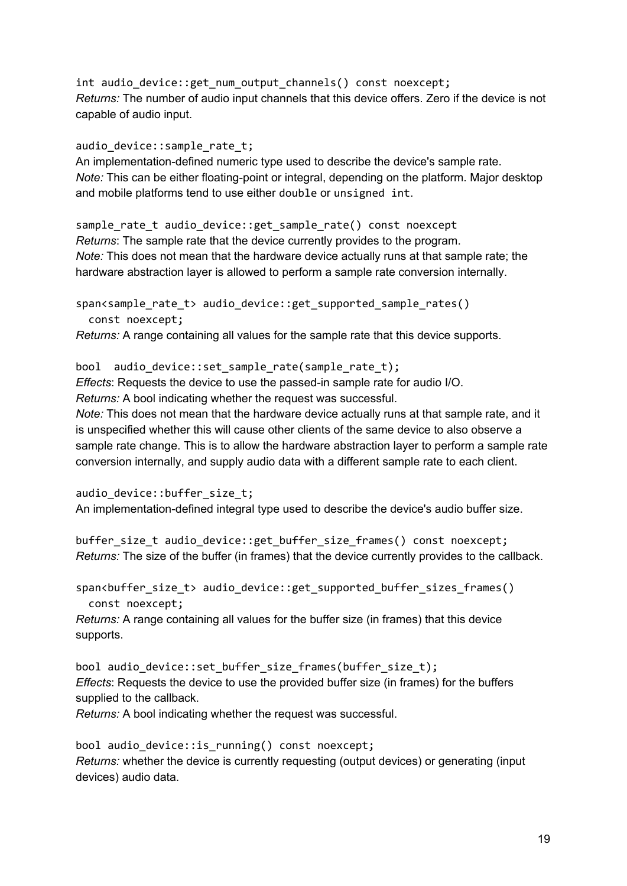`int audio_device::get_num_output_channels() const noexcept;`
*Returns:* The number of audio input channels that this device offers. Zero if the device is not capable of audio input.

`audio_device::sample_rate_t;`
An implementation-defined numeric type used to describe the device's sample rate.
*Note:* This can be either floating-point or integral, depending on the platform. Major desktop and mobile platforms tend to use either `double` or `unsigned int`.

`sample_rate_t audio_device::get_sample_rate() const noexcept`
*Returns*: The sample rate that the device currently provides to the program.
*Note:* This does not mean that the hardware device actually runs at that sample rate; the hardware abstraction layer is allowed to perform a sample rate conversion internally.

```
span<sample_rate_t> audio_device::get_supported_sample_rates()
  const noexcept;
```
*Returns:* A range containing all values for the sample rate that this device supports.

`bool  audio_device::set_sample_rate(sample_rate_t);`
*Effects*: Requests the device to use the passed-in sample rate for audio I/O.
*Returns:* A bool indicating whether the request was successful.
*Note:* This does not mean that the hardware device actually runs at that sample rate, and it is unspecified whether this will cause other clients of the same device to also observe a sample rate change. This is to allow the hardware abstraction layer to perform a sample rate conversion internally, and supply audio data with a different sample rate to each client.

`audio_device::buffer_size_t;`
An implementation-defined integral type used to describe the device's audio buffer size.

`buffer_size_t audio_device::get_buffer_size_frames() const noexcept;`
*Returns:* The size of the buffer (in frames) that the device currently provides to the callback.

```
span<buffer_size_t> audio_device::get_supported_buffer_sizes_frames()
  const noexcept;
```
*Returns:* A range containing all values for the buffer size (in frames) that this device supports.

`bool audio_device::set_buffer_size_frames(buffer_size_t);`
*Effects*: Requests the device to use the provided buffer size (in frames) for the buffers supplied to the callback.
*Returns:* A bool indicating whether the request was successful.

`bool audio_device::is_running() const noexcept;`
*Returns:* whether the device is currently requesting (output devices) or generating (input devices) audio data.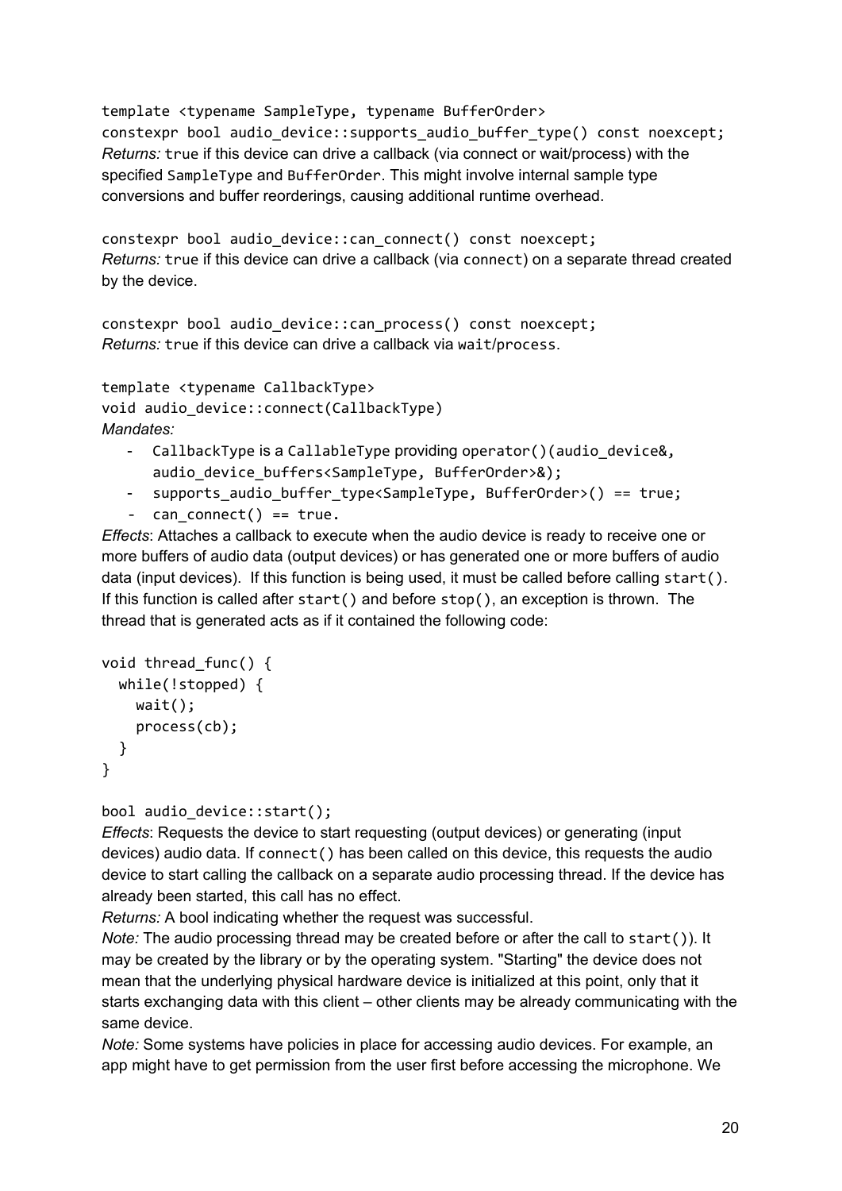`template <typename SampleType, typename BufferOrder>`
`constexpr bool audio_device::supports_audio_buffer_type() const noexcept;`
*Returns:* `true` if this device can drive a callback (via connect or wait/process) with the specified `SampleType` and `BufferOrder`. This might involve internal sample type conversions and buffer reorderings, causing additional runtime overhead.

`constexpr bool audio_device::can_connect() const noexcept;`
*Returns:* `true` if this device can drive a callback (via `connect`) on a separate thread created by the device.

`constexpr bool audio_device::can_process() const noexcept;`
*Returns:* `true` if this device can drive a callback via `wait`/`process`.

`template <typename CallbackType>`
`void audio_device::connect(CallbackType)`
*Mandates:*

- `CallbackType` is a `CallableType` providing `operator()(audio_device&, audio_device_buffers<SampleType, BufferOrder>&);`
- `supports_audio_buffer_type<SampleType, BufferOrder>() == true;`
- `can_connect() == true.`

*Effects*: Attaches a callback to execute when the audio device is ready to receive one or more buffers of audio data (output devices) or has generated one or more buffers of audio data (input devices). If this function is being used, it must be called before calling `start()`. If this function is called after `start()` and before `stop()`, an exception is thrown. The thread that is generated acts as if it contained the following code:

```
void thread_func() {
  while(!stopped) {
    wait();
    process(cb);
  }
}
```

`bool audio_device::start();`
*Effects*: Requests the device to start requesting (output devices) or generating (input devices) audio data. If `connect()` has been called on this device, this requests the audio device to start calling the callback on a separate audio processing thread. If the device has already been started, this call has no effect.
*Returns:* A bool indicating whether the request was successful.
*Note:* The audio processing thread may be created before or after the call to `start()`). It may be created by the library or by the operating system. "Starting" the device does not mean that the underlying physical hardware device is initialized at this point, only that it starts exchanging data with this client – other clients may be already communicating with the same device.
*Note:* Some systems have policies in place for accessing audio devices. For example, an app might have to get permission from the user first before accessing the microphone. We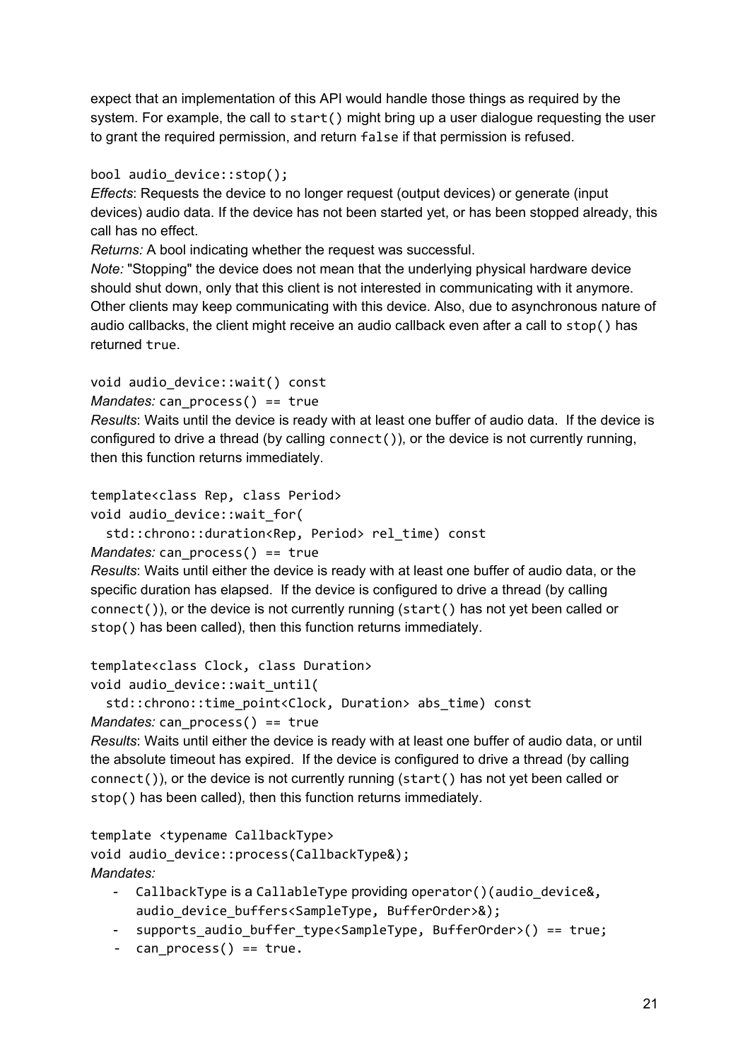expect that an implementation of this API would handle those things as required by the system. For example, the call to `start()` might bring up a user dialogue requesting the user to grant the required permission, and return `false` if that permission is refused.

```
bool audio_device::stop();
```

*Effects*: Requests the device to no longer request (output devices) or generate (input devices) audio data. If the device has not been started yet, or has been stopped already, this call has no effect.

*Returns:* A bool indicating whether the request was successful.

*Note:* "Stopping" the device does not mean that the underlying physical hardware device should shut down, only that this client is not interested in communicating with it anymore. Other clients may keep communicating with this device. Also, due to asynchronous nature of audio callbacks, the client might receive an audio callback even after a call to `stop()` has returned `true`.

```
void audio_device::wait() const
```

*Mandates:* `can_process() == true`

*Results*: Waits until the device is ready with at least one buffer of audio data. If the device is configured to drive a thread (by calling `connect()`), or the device is not currently running, then this function returns immediately.

```
template<class Rep, class Period>
void audio_device::wait_for(
  std::chrono::duration<Rep, Period> rel_time) const
```

*Mandates:* `can_process() == true`

*Results*: Waits until either the device is ready with at least one buffer of audio data, or the specific duration has elapsed. If the device is configured to drive a thread (by calling `connect()`), or the device is not currently running (`start()` has not yet been called or `stop()` has been called), then this function returns immediately.

```
template<class Clock, class Duration>
void audio_device::wait_until(
  std::chrono::time_point<Clock, Duration> abs_time) const
```

*Mandates:* `can_process() == true`

*Results*: Waits until either the device is ready with at least one buffer of audio data, or until the absolute timeout has expired. If the device is configured to drive a thread (by calling `connect()`), or the device is not currently running (`start()` has not yet been called or `stop()` has been called), then this function returns immediately.

```
template <typename CallbackType>
void audio_device::process(CallbackType&);
```

*Mandates:*

- `CallbackType` is a `CallableType` providing `operator()(audio_device&, audio_device_buffers<SampleType, BufferOrder>&);`
- `supports_audio_buffer_type<SampleType, BufferOrder>() == true;`
- `can_process() == true.`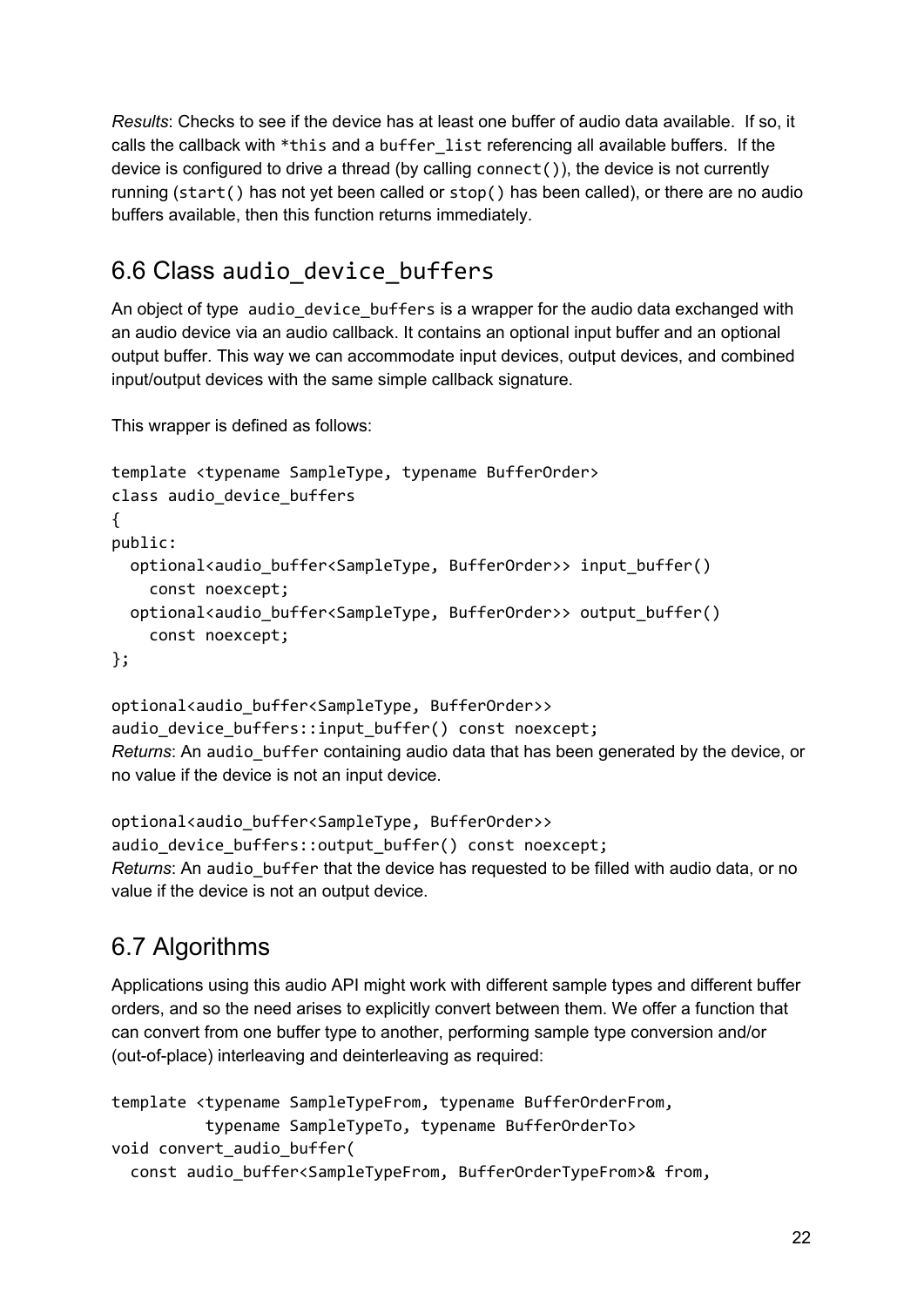*Results*: Checks to see if the device has at least one buffer of audio data available. If so, it calls the callback with `*this` and a `buffer_list` referencing all available buffers. If the device is configured to drive a thread (by calling `connect()`), the device is not currently running (`start()` has not yet been called or `stop()` has been called), or there are no audio buffers available, then this function returns immediately.

## 6.6 Class `audio_device_buffers`

An object of type `audio_device_buffers` is a wrapper for the audio data exchanged with an audio device via an audio callback. It contains an optional input buffer and an optional output buffer. This way we can accommodate input devices, output devices, and combined input/output devices with the same simple callback signature.

This wrapper is defined as follows:

```
template <typename SampleType, typename BufferOrder>
class audio_device_buffers
{
public:
  optional<audio_buffer<SampleType, BufferOrder>> input_buffer()
    const noexcept;
  optional<audio_buffer<SampleType, BufferOrder>> output_buffer()
    const noexcept;
};
```

```
optional<audio_buffer<SampleType, BufferOrder>>
audio_device_buffers::input_buffer() const noexcept;
```

*Returns*: An `audio_buffer` containing audio data that has been generated by the device, or no value if the device is not an input device.

```
optional<audio_buffer<SampleType, BufferOrder>>
audio_device_buffers::output_buffer() const noexcept;
```

*Returns*: An `audio_buffer` that the device has requested to be filled with audio data, or no value if the device is not an output device.

## 6.7 Algorithms

Applications using this audio API might work with different sample types and different buffer orders, and so the need arises to explicitly convert between them. We offer a function that can convert from one buffer type to another, performing sample type conversion and/or (out-of-place) interleaving and deinterleaving as required:

```
template <typename SampleTypeFrom, typename BufferOrderFrom,
          typename SampleTypeTo, typename BufferOrderTo>
void convert_audio_buffer(
  const audio_buffer<SampleTypeFrom, BufferOrderTypeFrom>& from,
```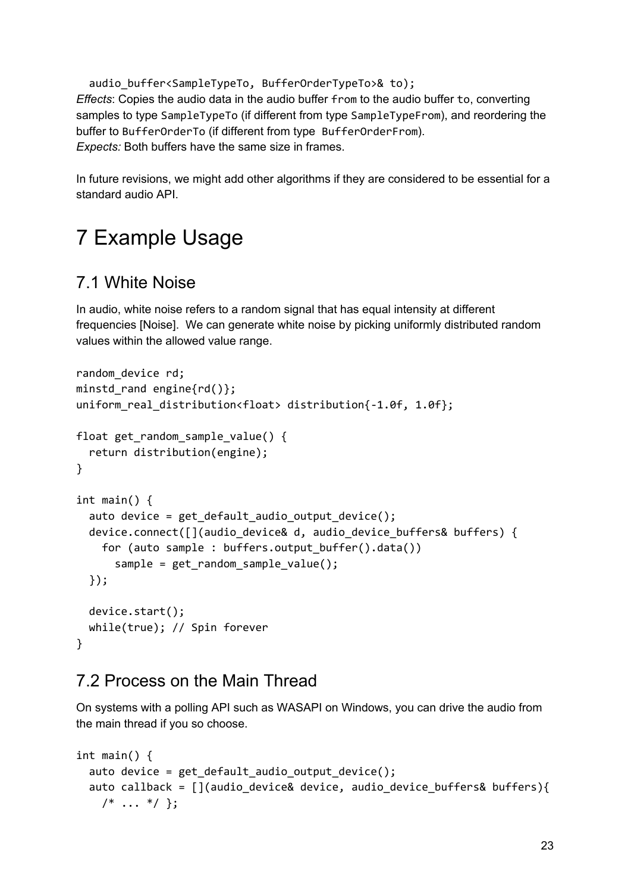```
  audio_buffer<SampleTypeTo, BufferOrderTypeTo>& to);
```

*Effects*: Copies the audio data in the audio buffer `from` to the audio buffer `to`, converting samples to type `SampleTypeTo` (if different from type `SampleTypeFrom`), and reordering the buffer to `BufferOrderTo` (if different from type `BufferOrderFrom`).
*Expects:* Both buffers have the same size in frames.

In future revisions, we might add other algorithms if they are considered to be essential for a standard audio API.

# 7 Example Usage

## 7.1 White Noise

In audio, white noise refers to a random signal that has equal intensity at different frequencies [Noise]. We can generate white noise by picking uniformly distributed random values within the allowed value range.

```
random_device rd;
minstd_rand engine{rd()};
uniform_real_distribution<float> distribution{-1.0f, 1.0f};

float get_random_sample_value() {
  return distribution(engine);
}

int main() {
  auto device = get_default_audio_output_device();
  device.connect([](audio_device& d, audio_device_buffers& buffers) {
    for (auto sample : buffers.output_buffer().data())
      sample = get_random_sample_value();
  });

  device.start();
  while(true); // Spin forever
}
```

## 7.2 Process on the Main Thread

On systems with a polling API such as WASAPI on Windows, you can drive the audio from the main thread if you so choose.

```
int main() {
  auto device = get_default_audio_output_device();
  auto callback = [](audio_device& device, audio_device_buffers& buffers){
    /* ... */ };
```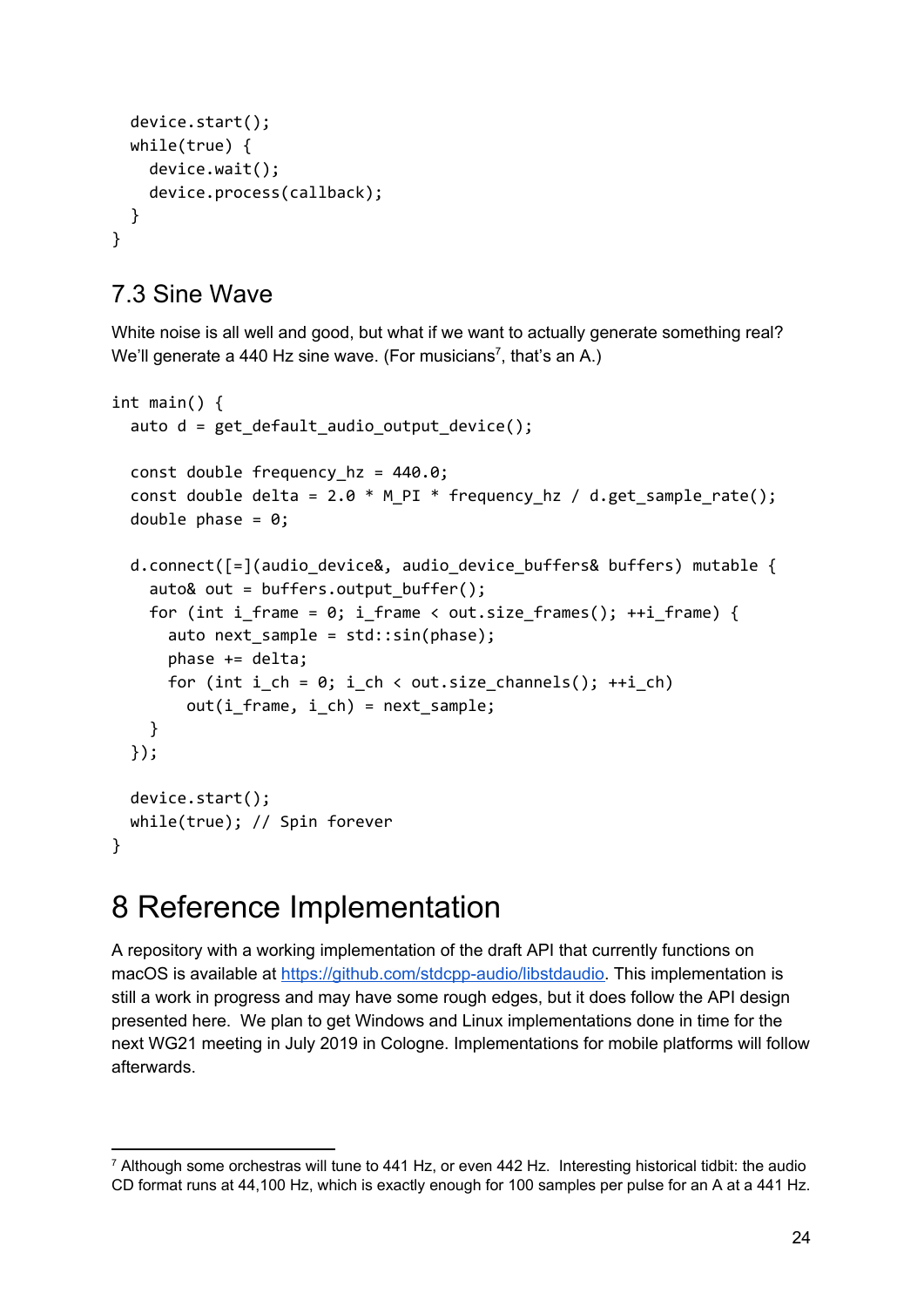```
  device.start();
  while(true) {
    device.wait();
    device.process(callback);
  }
}
```

## 7.3 Sine Wave

White noise is all well and good, but what if we want to actually generate something real? We'll generate a 440 Hz sine wave. (For musicians[7], that's an A.)

```
int main() {
  auto d = get_default_audio_output_device();

  const double frequency_hz = 440.0;
  const double delta = 2.0 * M_PI * frequency_hz / d.get_sample_rate();
  double phase = 0;

  d.connect([=](audio_device&, audio_device_buffers& buffers) mutable {
    auto& out = buffers.output_buffer();
    for (int i_frame = 0; i_frame < out.size_frames(); ++i_frame) {
      auto next_sample = std::sin(phase);
      phase += delta;
      for (int i_ch = 0; i_ch < out.size_channels(); ++i_ch)
        out(i_frame, i_ch) = next_sample;
    }
  });

  device.start();
  while(true); // Spin forever
}
```

# 8 Reference Implementation

A repository with a working implementation of the draft API that currently functions on macOS is available at https://github.com/stdcpp-audio/libstdaudio. This implementation is still a work in progress and may have some rough edges, but it does follow the API design presented here.  We plan to get Windows and Linux implementations done in time for the next WG21 meeting in July 2019 in Cologne. Implementations for mobile platforms will follow afterwards.

---

[7] Although some orchestras will tune to 441 Hz, or even 442 Hz.  Interesting historical tidbit: the audio CD format runs at 44,100 Hz, which is exactly enough for 100 samples per pulse for an A at a 441 Hz.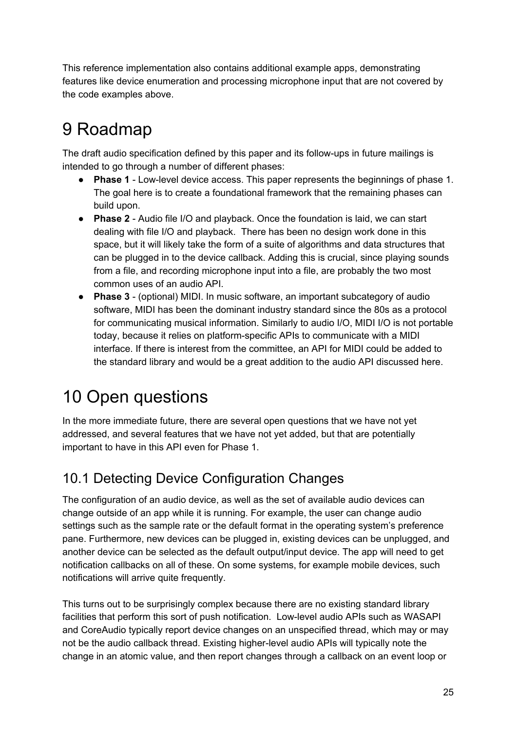This reference implementation also contains additional example apps, demonstrating features like device enumeration and processing microphone input that are not covered by the code examples above.

# 9 Roadmap

The draft audio specification defined by this paper and its follow-ups in future mailings is intended to go through a number of different phases:

- **Phase 1** - Low-level device access. This paper represents the beginnings of phase 1. The goal here is to create a foundational framework that the remaining phases can build upon.
- **Phase 2** - Audio file I/O and playback. Once the foundation is laid, we can start dealing with file I/O and playback. There has been no design work done in this space, but it will likely take the form of a suite of algorithms and data structures that can be plugged in to the device callback. Adding this is crucial, since playing sounds from a file, and recording microphone input into a file, are probably the two most common uses of an audio API.
- **Phase 3** - (optional) MIDI. In music software, an important subcategory of audio software, MIDI has been the dominant industry standard since the 80s as a protocol for communicating musical information. Similarly to audio I/O, MIDI I/O is not portable today, because it relies on platform-specific APIs to communicate with a MIDI interface. If there is interest from the committee, an API for MIDI could be added to the standard library and would be a great addition to the audio API discussed here.

# 10 Open questions

In the more immediate future, there are several open questions that we have not yet addressed, and several features that we have not yet added, but that are potentially important to have in this API even for Phase 1.

## 10.1 Detecting Device Configuration Changes

The configuration of an audio device, as well as the set of available audio devices can change outside of an app while it is running. For example, the user can change audio settings such as the sample rate or the default format in the operating system's preference pane. Furthermore, new devices can be plugged in, existing devices can be unplugged, and another device can be selected as the default output/input device. The app will need to get notification callbacks on all of these. On some systems, for example mobile devices, such notifications will arrive quite frequently.

This turns out to be surprisingly complex because there are no existing standard library facilities that perform this sort of push notification. Low-level audio APIs such as WASAPI and CoreAudio typically report device changes on an unspecified thread, which may or may not be the audio callback thread. Existing higher-level audio APIs will typically note the change in an atomic value, and then report changes through a callback on an event loop or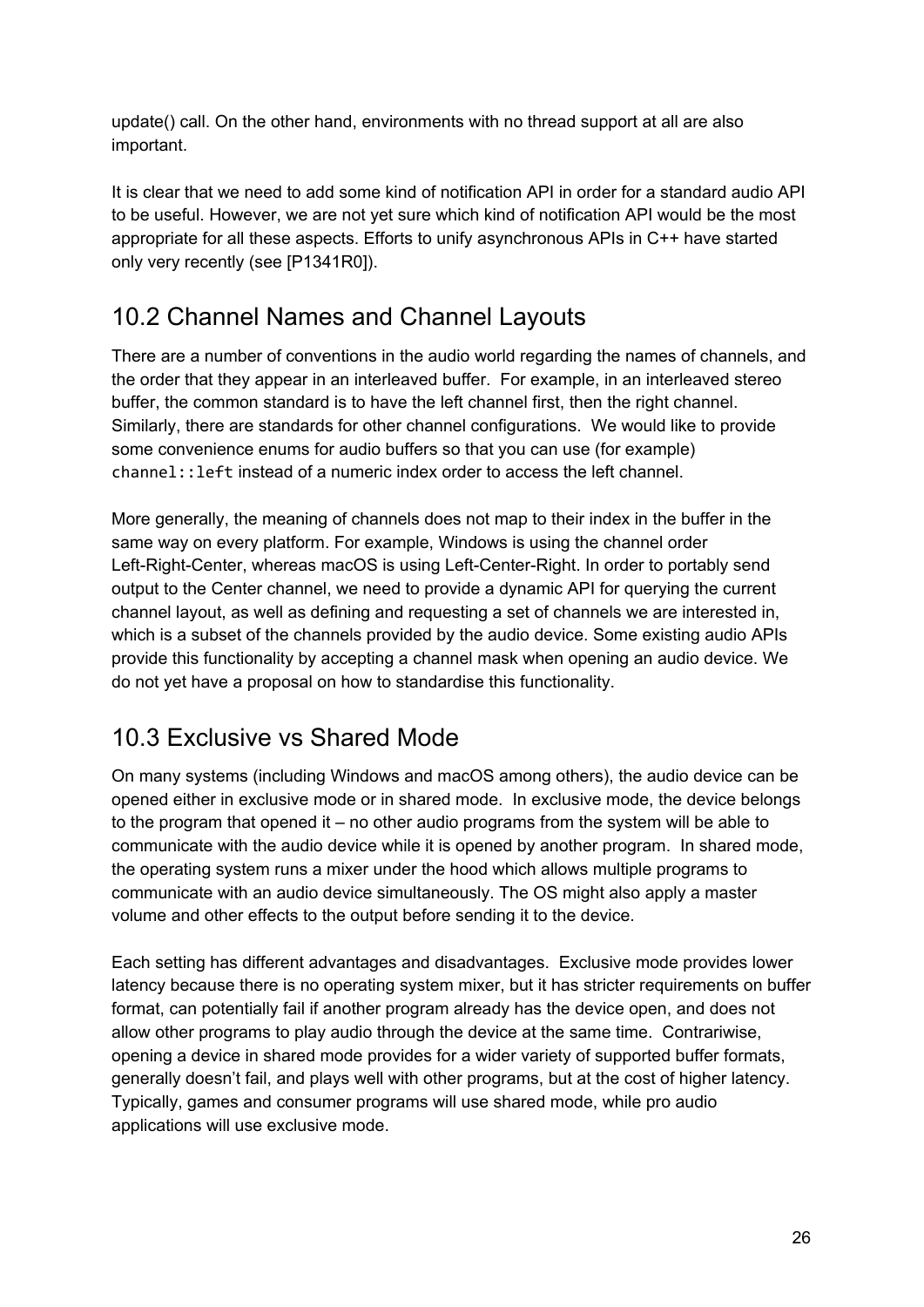update() call. On the other hand, environments with no thread support at all are also important.

It is clear that we need to add some kind of notification API in order for a standard audio API to be useful. However, we are not yet sure which kind of notification API would be the most appropriate for all these aspects. Efforts to unify asynchronous APIs in C++ have started only very recently (see [P1341R0]).

## 10.2 Channel Names and Channel Layouts

There are a number of conventions in the audio world regarding the names of channels, and the order that they appear in an interleaved buffer. For example, in an interleaved stereo buffer, the common standard is to have the left channel first, then the right channel. Similarly, there are standards for other channel configurations. We would like to provide some convenience enums for audio buffers so that you can use (for example) `channel::left` instead of a numeric index order to access the left channel.

More generally, the meaning of channels does not map to their index in the buffer in the same way on every platform. For example, Windows is using the channel order Left-Right-Center, whereas macOS is using Left-Center-Right. In order to portably send output to the Center channel, we need to provide a dynamic API for querying the current channel layout, as well as defining and requesting a set of channels we are interested in, which is a subset of the channels provided by the audio device. Some existing audio APIs provide this functionality by accepting a channel mask when opening an audio device. We do not yet have a proposal on how to standardise this functionality.

## 10.3 Exclusive vs Shared Mode

On many systems (including Windows and macOS among others), the audio device can be opened either in exclusive mode or in shared mode. In exclusive mode, the device belongs to the program that opened it – no other audio programs from the system will be able to communicate with the audio device while it is opened by another program. In shared mode, the operating system runs a mixer under the hood which allows multiple programs to communicate with an audio device simultaneously. The OS might also apply a master volume and other effects to the output before sending it to the device.

Each setting has different advantages and disadvantages. Exclusive mode provides lower latency because there is no operating system mixer, but it has stricter requirements on buffer format, can potentially fail if another program already has the device open, and does not allow other programs to play audio through the device at the same time. Contrariwise, opening a device in shared mode provides for a wider variety of supported buffer formats, generally doesn't fail, and plays well with other programs, but at the cost of higher latency. Typically, games and consumer programs will use shared mode, while pro audio applications will use exclusive mode.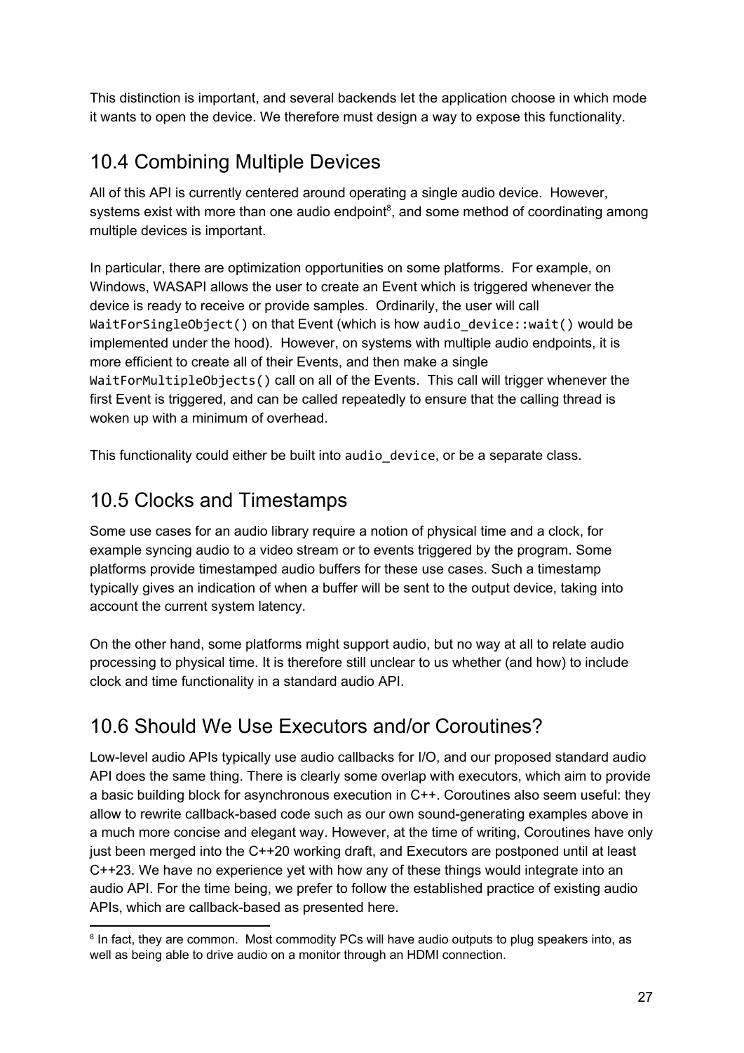This distinction is important, and several backends let the application choose in which mode it wants to open the device. We therefore must design a way to expose this functionality.

## 10.4 Combining Multiple Devices

All of this API is currently centered around operating a single audio device. However, systems exist with more than one audio endpoint[8], and some method of coordinating among multiple devices is important.

In particular, there are optimization opportunities on some platforms. For example, on Windows, WASAPI allows the user to create an Event which is triggered whenever the device is ready to receive or provide samples. Ordinarily, the user will call `WaitForSingleObject()` on that Event (which is how `audio_device::wait()` would be implemented under the hood). However, on systems with multiple audio endpoints, it is more efficient to create all of their Events, and then make a single `WaitForMultipleObjects()` call on all of the Events. This call will trigger whenever the first Event is triggered, and can be called repeatedly to ensure that the calling thread is woken up with a minimum of overhead.

This functionality could either be built into `audio_device`, or be a separate class.

## 10.5 Clocks and Timestamps

Some use cases for an audio library require a notion of physical time and a clock, for example syncing audio to a video stream or to events triggered by the program. Some platforms provide timestamped audio buffers for these use cases. Such a timestamp typically gives an indication of when a buffer will be sent to the output device, taking into account the current system latency.

On the other hand, some platforms might support audio, but no way at all to relate audio processing to physical time. It is therefore still unclear to us whether (and how) to include clock and time functionality in a standard audio API.

## 10.6 Should We Use Executors and/or Coroutines?

Low-level audio APIs typically use audio callbacks for I/O, and our proposed standard audio API does the same thing. There is clearly some overlap with executors, which aim to provide a basic building block for asynchronous execution in C++. Coroutines also seem useful: they allow to rewrite callback-based code such as our own sound-generating examples above in a much more concise and elegant way. However, at the time of writing, Coroutines have only just been merged into the C++20 working draft, and Executors are postponed until at least C++23. We have no experience yet with how any of these things would integrate into an audio API. For the time being, we prefer to follow the established practice of existing audio APIs, which are callback-based as presented here.

[8] In fact, they are common. Most commodity PCs will have audio outputs to plug speakers into, as well as being able to drive audio on a monitor through an HDMI connection.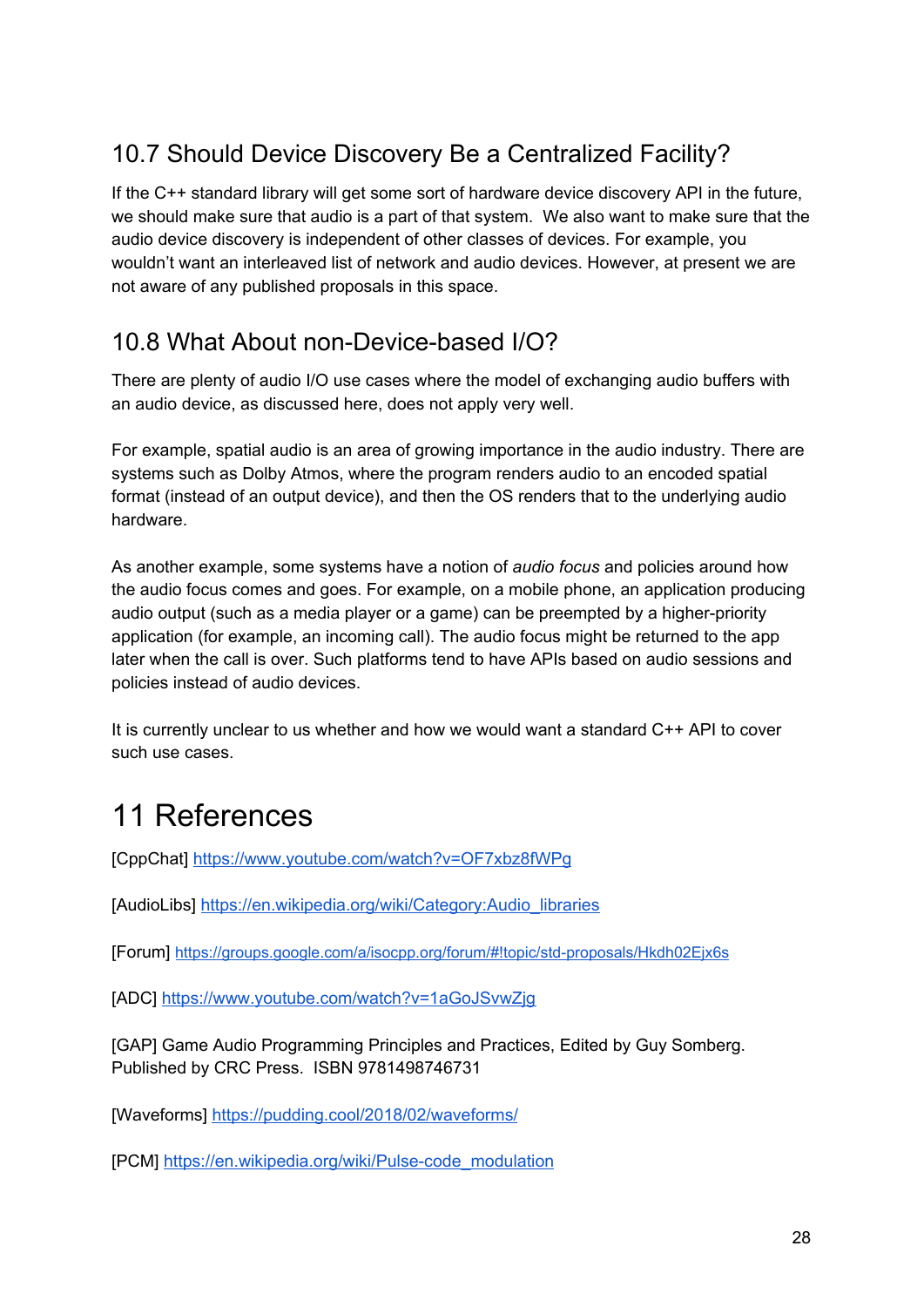## 10.7 Should Device Discovery Be a Centralized Facility?

If the C++ standard library will get some sort of hardware device discovery API in the future, we should make sure that audio is a part of that system. We also want to make sure that the audio device discovery is independent of other classes of devices. For example, you wouldn't want an interleaved list of network and audio devices. However, at present we are not aware of any published proposals in this space.

## 10.8 What About non-Device-based I/O?

There are plenty of audio I/O use cases where the model of exchanging audio buffers with an audio device, as discussed here, does not apply very well.

For example, spatial audio is an area of growing importance in the audio industry. There are systems such as Dolby Atmos, where the program renders audio to an encoded spatial format (instead of an output device), and then the OS renders that to the underlying audio hardware.

As another example, some systems have a notion of *audio focus* and policies around how the audio focus comes and goes. For example, on a mobile phone, an application producing audio output (such as a media player or a game) can be preempted by a higher-priority application (for example, an incoming call). The audio focus might be returned to the app later when the call is over. Such platforms tend to have APIs based on audio sessions and policies instead of audio devices.

It is currently unclear to us whether and how we would want a standard C++ API to cover such use cases.

# 11 References

[CppChat] https://www.youtube.com/watch?v=OF7xbz8fWPg

[AudioLibs] https://en.wikipedia.org/wiki/Category:Audio_libraries

[Forum] https://groups.google.com/a/isocpp.org/forum/#!topic/std-proposals/Hkdh02Ejx6s

[ADC] https://www.youtube.com/watch?v=1aGoJSvwZjg

[GAP] Game Audio Programming Principles and Practices, Edited by Guy Somberg. Published by CRC Press. ISBN 9781498746731

[Waveforms] https://pudding.cool/2018/02/waveforms/

[PCM] https://en.wikipedia.org/wiki/Pulse-code_modulation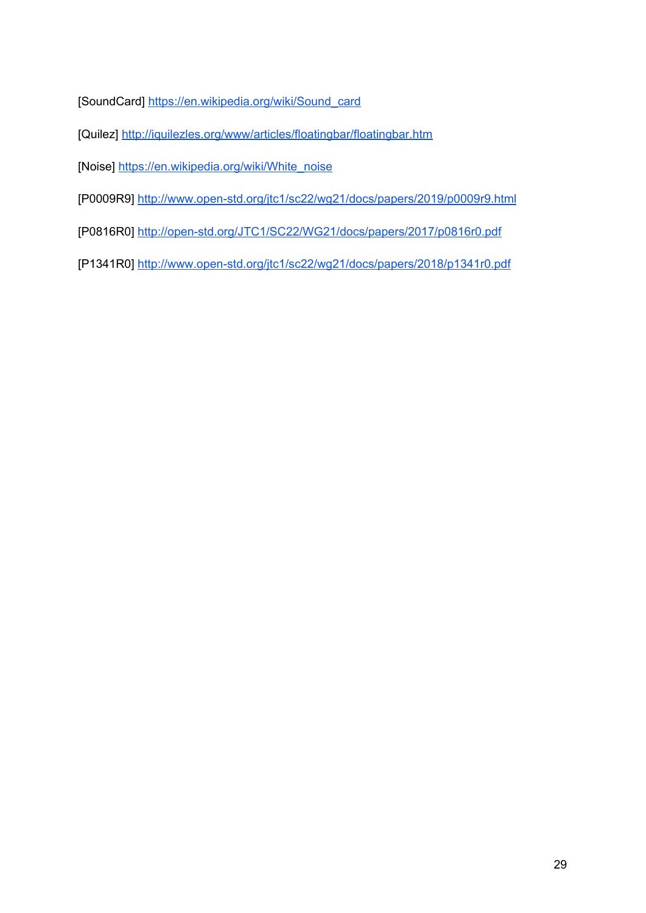[SoundCard] https://en.wikipedia.org/wiki/Sound_card

[Quilez] http://iquilezles.org/www/articles/floatingbar/floatingbar.htm

[Noise] https://en.wikipedia.org/wiki/White_noise

[P0009R9] http://www.open-std.org/jtc1/sc22/wg21/docs/papers/2019/p0009r9.html

[P0816R0] http://open-std.org/JTC1/SC22/WG21/docs/papers/2017/p0816r0.pdf

[P1341R0] http://www.open-std.org/jtc1/sc22/wg21/docs/papers/2018/p1341r0.pdf